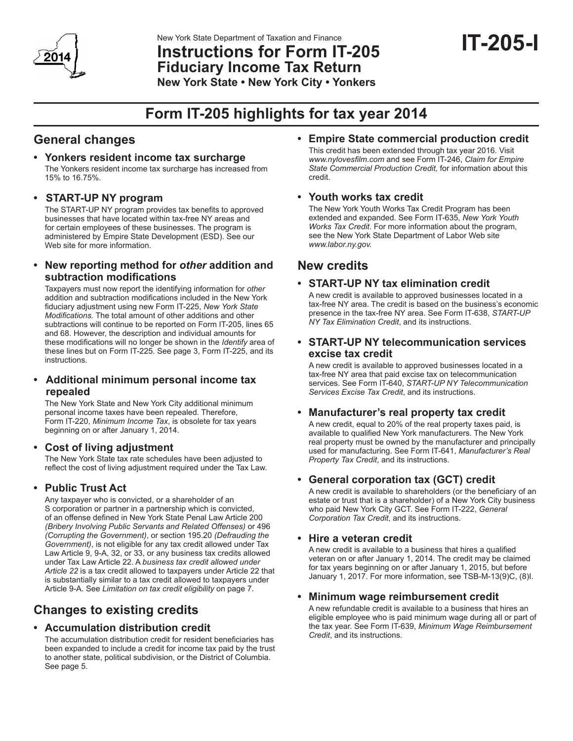New York State Department of Taxation and Finance

# Instructions for Form IT-205 Fiduciary Income Tax Return

**New York State • New York City • Yonkers**

**IT-205-I**

2014

## Form IT-205 highlights for tax year 2014

## General changes

- **Yonkers resident income tax surcharge**

  The Yonkers resident income tax surcharge has increased from 15% to 16.75%.

- **START-UP NY program**

  The START-UP NY program provides tax benefits to approved businesses that have located within tax-free NY areas and for certain employees of these businesses. The program is administered by Empire State Development (ESD). See our Web site for more information.

- **New reporting method for *other* addition and subtraction modifications**

  Taxpayers must now report the identifying information for *other* addition and subtraction modifications included in the New York fiduciary adjustment using new Form IT-225, *New York State Modifications.* The total amount of other additions and other subtractions will continue to be reported on Form IT-205, lines 65 and 68. However, the description and individual amounts for these modifications will no longer be shown in the *Identify* area of these lines but on Form IT-225. See page 3, Form IT-225, and its instructions.

- **Additional minimum personal income tax repealed**

  The New York State and New York City additional minimum personal income taxes have been repealed. Therefore, Form IT-220, *Minimum Income Tax*, is obsolete for tax years beginning on or after January 1, 2014.

- **Cost of living adjustment**

  The New York State tax rate schedules have been adjusted to reflect the cost of living adjustment required under the Tax Law.

- **Public Trust Act**

  Any taxpayer who is convicted, or a shareholder of an S corporation or partner in a partnership which is convicted, of an offense defined in New York State Penal Law Article 200 *(Bribery Involving Public Servants and Related Offenses)* or 496 *(Corrupting the Government)*, or section 195.20 *(Defrauding the Government)*, is not eligible for any tax credit allowed under Tax Law Article 9, 9-A, 32, or 33, or any business tax credits allowed under Tax Law Article 22. A *business tax credit allowed under Article 22* is a tax credit allowed to taxpayers under Article 22 that is substantially similar to a tax credit allowed to taxpayers under Article 9-A. See *Limitation on tax credit eligibility* on page 7.

## Changes to existing credits

- **Accumulation distribution credit**

  The accumulation distribution credit for resident beneficiaries has been expanded to include a credit for income tax paid by the trust to another state, political subdivision, or the District of Columbia. See page 5.

- **Empire State commercial production credit**

  This credit has been extended through tax year 2016. Visit *www.nylovesfilm.com* and see Form IT-246, *Claim for Empire State Commercial Production Credit,* for information about this credit.

- **Youth works tax credit**

  The New York Youth Works Tax Credit Program has been extended and expanded. See Form IT-635, *New York Youth Works Tax Credit*. For more information about the program, see the New York State Department of Labor Web site *www.labor.ny.gov*.

## New credits

- **START-UP NY tax elimination credit**

  A new credit is available to approved businesses located in a tax-free NY area. The credit is based on the business's economic presence in the tax-free NY area. See Form IT-638, *START-UP NY Tax Elimination Credit*, and its instructions.

- **START-UP NY telecommunication services excise tax credit**

  A new credit is available to approved businesses located in a tax-free NY area that paid excise tax on telecommunication services. See Form IT-640, *START-UP NY Telecommunication Services Excise Tax Credit*, and its instructions.

- **Manufacturer's real property tax credit**

  A new credit, equal to 20% of the real property taxes paid, is available to qualified New York manufacturers. The New York real property must be owned by the manufacturer and principally used for manufacturing. See Form IT-641, *Manufacturer's Real Property Tax Credit*, and its instructions.

- **General corporation tax (GCT) credit**

  A new credit is available to shareholders (or the beneficiary of an estate or trust that is a shareholder) of a New York City business who paid New York City GCT. See Form IT-222, *General Corporation Tax Credit*, and its instructions.

- **Hire a veteran credit**

  A new credit is available to a business that hires a qualified veteran on or after January 1, 2014. The credit may be claimed for tax years beginning on or after January 1, 2015, but before January 1, 2017. For more information, see TSB-M-13(9)C, (8)I.

- **Minimum wage reimbursement credit**

  A new refundable credit is available to a business that hires an eligible employee who is paid minimum wage during all or part of the tax year. See Form IT-639, *Minimum Wage Reimbursement Credit*, and its instructions.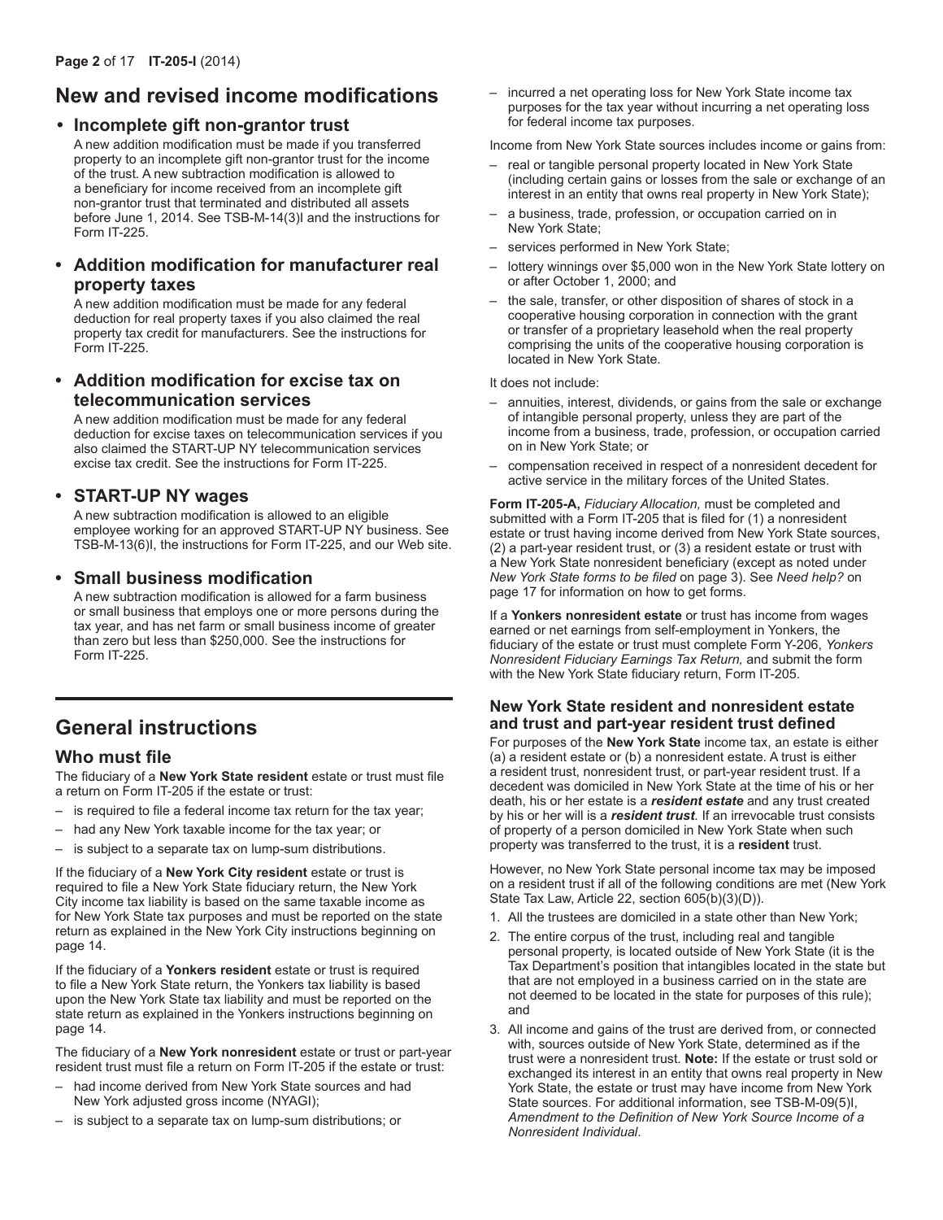## New and revised income modifications

- **Incomplete gift non-grantor trust**

  A new addition modification must be made if you transferred property to an incomplete gift non-grantor trust for the income of the trust. A new subtraction modification is allowed to a beneficiary for income received from an incomplete gift non-grantor trust that terminated and distributed all assets before June 1, 2014. See TSB-M-14(3)I and the instructions for Form IT-225.

- **Addition modification for manufacturer real property taxes**

  A new addition modification must be made for any federal deduction for real property taxes if you also claimed the real property tax credit for manufacturers. See the instructions for Form IT-225.

- **Addition modification for excise tax on telecommunication services**

  A new addition modification must be made for any federal deduction for excise taxes on telecommunication services if you also claimed the START-UP NY telecommunication services excise tax credit. See the instructions for Form IT-225.

- **START-UP NY wages**

  A new subtraction modification is allowed to an eligible employee working for an approved START-UP NY business. See TSB-M-13(6)I, the instructions for Form IT-225, and our Web site.

- **Small business modification**

  A new subtraction modification is allowed for a farm business or small business that employs one or more persons during the tax year, and has net farm or small business income of greater than zero but less than $250,000. See the instructions for Form IT-225.

# General instructions

## Who must file

The fiduciary of a **New York State resident** estate or trust must file a return on Form IT-205 if the estate or trust:

- is required to file a federal income tax return for the tax year;
- had any New York taxable income for the tax year; or
- is subject to a separate tax on lump-sum distributions.

If the fiduciary of a **New York City resident** estate or trust is required to file a New York State fiduciary return, the New York City income tax liability is based on the same taxable income as for New York State tax purposes and must be reported on the state return as explained in the New York City instructions beginning on page 14.

If the fiduciary of a **Yonkers resident** estate or trust is required to file a New York State return, the Yonkers tax liability is based upon the New York State tax liability and must be reported on the state return as explained in the Yonkers instructions beginning on page 14.

The fiduciary of a **New York nonresident** estate or trust or part-year resident trust must file a return on Form IT-205 if the estate or trust:

- had income derived from New York State sources and had New York adjusted gross income (NYAGI);
- is subject to a separate tax on lump-sum distributions; or
- incurred a net operating loss for New York State income tax purposes for the tax year without incurring a net operating loss for federal income tax purposes.

Income from New York State sources includes income or gains from:

- real or tangible personal property located in New York State (including certain gains or losses from the sale or exchange of an interest in an entity that owns real property in New York State);
- a business, trade, profession, or occupation carried on in New York State;
- services performed in New York State;
- lottery winnings over $5,000 won in the New York State lottery on or after October 1, 2000; and
- the sale, transfer, or other disposition of shares of stock in a cooperative housing corporation in connection with the grant or transfer of a proprietary leasehold when the real property comprising the units of the cooperative housing corporation is located in New York State.

It does not include:

- annuities, interest, dividends, or gains from the sale or exchange of intangible personal property, unless they are part of the income from a business, trade, profession, or occupation carried on in New York State; or
- compensation received in respect of a nonresident decedent for active service in the military forces of the United States.

**Form IT-205-A,** *Fiduciary Allocation,* must be completed and submitted with a Form IT-205 that is filed for (1) a nonresident estate or trust having income derived from New York State sources, (2) a part-year resident trust, or (3) a resident estate or trust with a New York State nonresident beneficiary (except as noted under *New York State forms to be filed* on page 3). See *Need help?* on page 17 for information on how to get forms.

If a **Yonkers nonresident estate** or trust has income from wages earned or net earnings from self-employment in Yonkers, the fiduciary of the estate or trust must complete Form Y-206, *Yonkers Nonresident Fiduciary Earnings Tax Return,* and submit the form with the New York State fiduciary return, Form IT-205.

### New York State resident and nonresident estate and trust and part-year resident trust defined

For purposes of the **New York State** income tax, an estate is either (a) a resident estate or (b) a nonresident estate. A trust is either a resident trust, nonresident trust, or part-year resident trust. If a decedent was domiciled in New York State at the time of his or her death, his or her estate is a ***resident estate*** and any trust created by his or her will is a ***resident trust.*** If an irrevocable trust consists of property of a person domiciled in New York State when such property was transferred to the trust, it is a **resident** trust.

However, no New York State personal income tax may be imposed on a resident trust if all of the following conditions are met (New York State Tax Law, Article 22, section 605(b)(3)(D)).

1. All the trustees are domiciled in a state other than New York;
2. The entire corpus of the trust, including real and tangible personal property, is located outside of New York State (it is the Tax Department's position that intangibles located in the state but that are not employed in a business carried on in the state are not deemed to be located in the state for purposes of this rule); and
3. All income and gains of the trust are derived from, or connected with, sources outside of New York State, determined as if the trust were a nonresident trust. **Note:** If the estate or trust sold or exchanged its interest in an entity that owns real property in New York State, the estate or trust may have income from New York State sources. For additional information, see TSB-M-09(5)I, *Amendment to the Definition of New York Source Income of a Nonresident Individual*.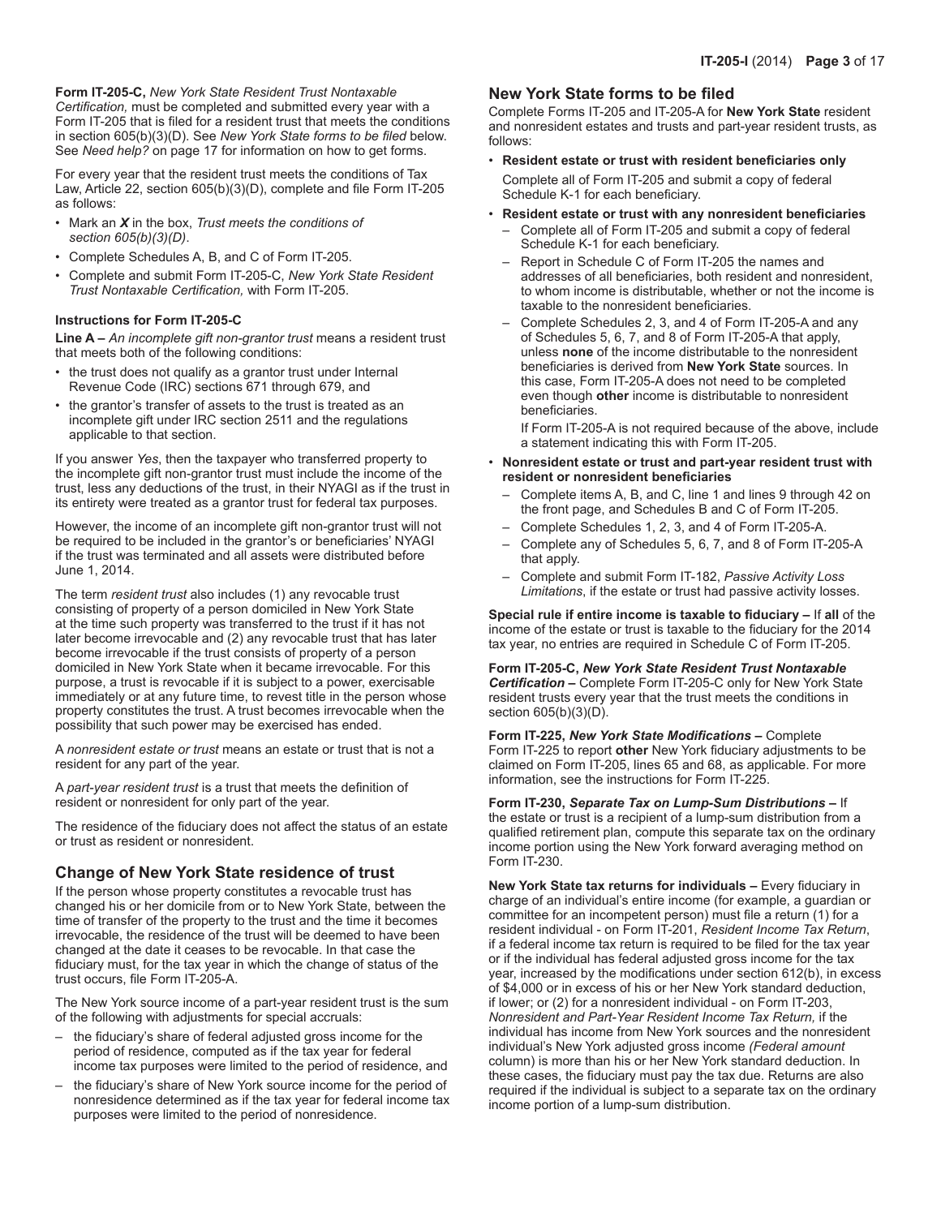**Form IT-205-C,** *New York State Resident Trust Nontaxable Certification,* must be completed and submitted every year with a Form IT-205 that is filed for a resident trust that meets the conditions in section 605(b)(3)(D). See *New York State forms to be filed* below. See *Need help?* on page 17 for information on how to get forms.

For every year that the resident trust meets the conditions of Tax Law, Article 22, section 605(b)(3)(D), complete and file Form IT-205 as follows:

- Mark an ***X*** in the box, *Trust meets the conditions of section 605(b)(3)(D).*
- Complete Schedules A, B, and C of Form IT-205.
- Complete and submit Form IT-205-C, *New York State Resident Trust Nontaxable Certification,* with Form IT-205.

**Instructions for Form IT-205-C**

**Line A –** *An incomplete gift non-grantor trust* means a resident trust that meets both of the following conditions:

- the trust does not qualify as a grantor trust under Internal Revenue Code (IRC) sections 671 through 679, and
- the grantor's transfer of assets to the trust is treated as an incomplete gift under IRC section 2511 and the regulations applicable to that section.

If you answer *Yes*, then the taxpayer who transferred property to the incomplete gift non-grantor trust must include the income of the trust, less any deductions of the trust, in their NYAGI as if the trust in its entirety were treated as a grantor trust for federal tax purposes.

However, the income of an incomplete gift non-grantor trust will not be required to be included in the grantor's or beneficiaries' NYAGI if the trust was terminated and all assets were distributed before June 1, 2014.

The term *resident trust* also includes (1) any revocable trust consisting of property of a person domiciled in New York State at the time such property was transferred to the trust if it has not later become irrevocable and (2) any revocable trust that has later become irrevocable if the trust consists of property of a person domiciled in New York State when it became irrevocable. For this purpose, a trust is revocable if it is subject to a power, exercisable immediately or at any future time, to revest title in the person whose property constitutes the trust. A trust becomes irrevocable when the possibility that such power may be exercised has ended.

A *nonresident estate or trust* means an estate or trust that is not a resident for any part of the year.

A *part-year resident trust* is a trust that meets the definition of resident or nonresident for only part of the year.

The residence of the fiduciary does not affect the status of an estate or trust as resident or nonresident.

## Change of New York State residence of trust

If the person whose property constitutes a revocable trust has changed his or her domicile from or to New York State, between the time of transfer of the property to the trust and the time it becomes irrevocable, the residence of the trust will be deemed to have been changed at the date it ceases to be revocable. In that case the fiduciary must, for the tax year in which the change of status of the trust occurs, file Form IT-205-A.

The New York source income of a part-year resident trust is the sum of the following with adjustments for special accruals:

- the fiduciary's share of federal adjusted gross income for the period of residence, computed as if the tax year for federal income tax purposes were limited to the period of residence, and
- the fiduciary's share of New York source income for the period of nonresidence determined as if the tax year for federal income tax purposes were limited to the period of nonresidence.

## New York State forms to be filed

Complete Forms IT-205 and IT-205-A for **New York State** resident and nonresident estates and trusts and part-year resident trusts, as follows:

- **Resident estate or trust with resident beneficiaries only**

  Complete all of Form IT-205 and submit a copy of federal Schedule K-1 for each beneficiary.

- **Resident estate or trust with any nonresident beneficiaries**
  - Complete all of Form IT-205 and submit a copy of federal Schedule K-1 for each beneficiary.
  - Report in Schedule C of Form IT-205 the names and addresses of all beneficiaries, both resident and nonresident, to whom income is distributable, whether or not the income is taxable to the nonresident beneficiaries.
  - Complete Schedules 2, 3, and 4 of Form IT-205-A and any of Schedules 5, 6, 7, and 8 of Form IT-205-A that apply, unless **none** of the income distributable to the nonresident beneficiaries is derived from **New York State** sources. In this case, Form IT-205-A does not need to be completed even though **other** income is distributable to nonresident beneficiaries.

    If Form IT-205-A is not required because of the above, include a statement indicating this with Form IT-205.

- **Nonresident estate or trust and part-year resident trust with resident or nonresident beneficiaries**
  - Complete items A, B, and C, line 1 and lines 9 through 42 on the front page, and Schedules B and C of Form IT-205.
  - Complete Schedules 1, 2, 3, and 4 of Form IT-205-A.
  - Complete any of Schedules 5, 6, 7, and 8 of Form IT-205-A that apply.
  - Complete and submit Form IT-182, *Passive Activity Loss Limitations*, if the estate or trust had passive activity losses.

**Special rule if entire income is taxable to fiduciary –** If **all** of the income of the estate or trust is taxable to the fiduciary for the 2014 tax year, no entries are required in Schedule C of Form IT-205.

**Form IT-205-C, *New York State Resident Trust Nontaxable Certification* –** Complete Form IT-205-C only for New York State resident trusts every year that the trust meets the conditions in section 605(b)(3)(D).

**Form IT-225, *New York State Modifications* –** Complete Form IT-225 to report **other** New York fiduciary adjustments to be claimed on Form IT-205, lines 65 and 68, as applicable. For more information, see the instructions for Form IT-225.

**Form IT-230, *Separate Tax on Lump-Sum Distributions* –** If the estate or trust is a recipient of a lump-sum distribution from a qualified retirement plan, compute this separate tax on the ordinary income portion using the New York forward averaging method on Form IT-230.

**New York State tax returns for individuals –** Every fiduciary in charge of an individual's entire income (for example, a guardian or committee for an incompetent person) must file a return (1) for a resident individual - on Form IT-201, *Resident Income Tax Return*, if a federal income tax return is required to be filed for the tax year or if the individual has federal adjusted gross income for the tax year, increased by the modifications under section 612(b), in excess of $4,000 or in excess of his or her New York standard deduction, if lower; or (2) for a nonresident individual - on Form IT-203, *Nonresident and Part-Year Resident Income Tax Return,* if the individual has income from New York sources and the nonresident individual's New York adjusted gross income *(Federal amount* column) is more than his or her New York standard deduction. In these cases, the fiduciary must pay the tax due. Returns are also required if the individual is subject to a separate tax on the ordinary income portion of a lump-sum distribution.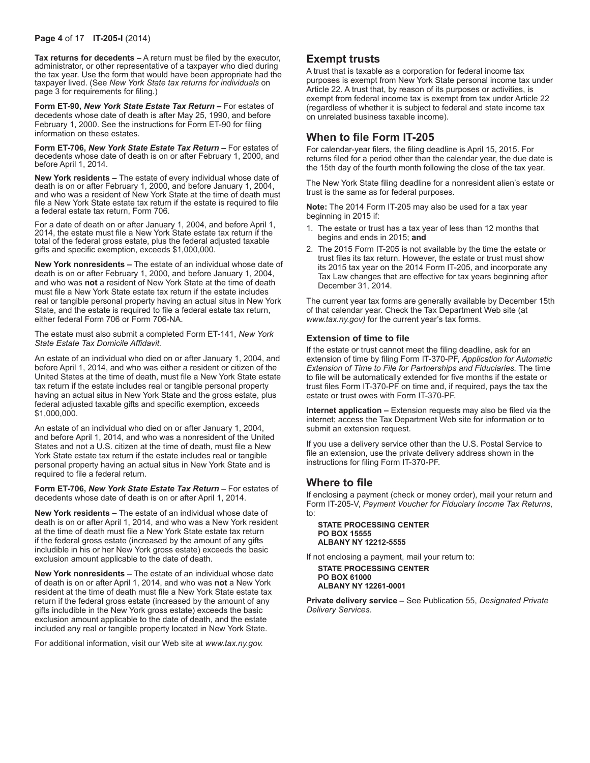**Tax returns for decedents –** A return must be filed by the executor, administrator, or other representative of a taxpayer who died during the tax year. Use the form that would have been appropriate had the taxpayer lived. (See *New York State tax returns for individuals* on page 3 for requirements for filing.)

**Form ET-90, *New York State Estate Tax Return* –** For estates of decedents whose date of death is after May 25, 1990, and before February 1, 2000. See the instructions for Form ET-90 for filing information on these estates.

**Form ET-706, *New York State Estate Tax Return* –** For estates of decedents whose date of death is on or after February 1, 2000, and before April 1, 2014.

**New York residents –** The estate of every individual whose date of death is on or after February 1, 2000, and before January 1, 2004, and who was a resident of New York State at the time of death must file a New York State estate tax return if the estate is required to file a federal estate tax return, Form 706.

For a date of death on or after January 1, 2004, and before April 1, 2014, the estate must file a New York State estate tax return if the total of the federal gross estate, plus the federal adjusted taxable gifts and specific exemption, exceeds $1,000,000.

**New York nonresidents –** The estate of an individual whose date of death is on or after February 1, 2000, and before January 1, 2004, and who was **not** a resident of New York State at the time of death must file a New York State estate tax return if the estate includes real or tangible personal property having an actual situs in New York State, and the estate is required to file a federal estate tax return, either federal Form 706 or Form 706-NA.

The estate must also submit a completed Form ET-141, *New York State Estate Tax Domicile Affidavit*.

An estate of an individual who died on or after January 1, 2004, and before April 1, 2014, and who was either a resident or citizen of the United States at the time of death, must file a New York State estate tax return if the estate includes real or tangible personal property having an actual situs in New York State and the gross estate, plus federal adjusted taxable gifts and specific exemption, exceeds $1,000,000.

An estate of an individual who died on or after January 1, 2004, and before April 1, 2014, and who was a nonresident of the United States and not a U.S. citizen at the time of death, must file a New York State estate tax return if the estate includes real or tangible personal property having an actual situs in New York State and is required to file a federal return.

**Form ET-706, *New York State Estate Tax Return* –** For estates of decedents whose date of death is on or after April 1, 2014.

**New York residents –** The estate of an individual whose date of death is on or after April 1, 2014, and who was a New York resident at the time of death must file a New York State estate tax return if the federal gross estate (increased by the amount of any gifts includible in his or her New York gross estate) exceeds the basic exclusion amount applicable to the date of death.

**New York nonresidents –** The estate of an individual whose date of death is on or after April 1, 2014, and who was **not** a New York resident at the time of death must file a New York State estate tax return if the federal gross estate (increased by the amount of any gifts includible in the New York gross estate) exceeds the basic exclusion amount applicable to the date of death, and the estate included any real or tangible property located in New York State.

For additional information, visit our Web site at *www.tax.ny.gov.*

## Exempt trusts

A trust that is taxable as a corporation for federal income tax purposes is exempt from New York State personal income tax under Article 22. A trust that, by reason of its purposes or activities, is exempt from federal income tax is exempt from tax under Article 22 (regardless of whether it is subject to federal and state income tax on unrelated business taxable income).

## When to file Form IT-205

For calendar-year filers, the filing deadline is April 15, 2015. For returns filed for a period other than the calendar year, the due date is the 15th day of the fourth month following the close of the tax year.

The New York State filing deadline for a nonresident alien's estate or trust is the same as for federal purposes.

**Note:** The 2014 Form IT-205 may also be used for a tax year beginning in 2015 if:

1. The estate or trust has a tax year of less than 12 months that begins and ends in 2015; **and**
2. The 2015 Form IT-205 is not available by the time the estate or trust files its tax return. However, the estate or trust must show its 2015 tax year on the 2014 Form IT-205, and incorporate any Tax Law changes that are effective for tax years beginning after December 31, 2014.

The current year tax forms are generally available by December 15th of that calendar year. Check the Tax Department Web site (at *www.tax.ny.gov)* for the current year's tax forms.

### Extension of time to file

If the estate or trust cannot meet the filing deadline, ask for an extension of time by filing Form IT-370-PF, *Application for Automatic Extension of Time to File for Partnerships and Fiduciaries.* The time to file will be automatically extended for five months if the estate or trust files Form IT-370-PF on time and, if required, pays the tax the estate or trust owes with Form IT-370-PF.

**Internet application –** Extension requests may also be filed via the internet; access the Tax Department Web site for information or to submit an extension request.

If you use a delivery service other than the U.S. Postal Service to file an extension, use the private delivery address shown in the instructions for filing Form IT-370-PF.

## Where to file

If enclosing a payment (check or money order), mail your return and Form IT-205-V, *Payment Voucher for Fiduciary Income Tax Returns*, to:

**STATE PROCESSING CENTER**
**PO BOX 15555**
**ALBANY NY 12212-5555**

If not enclosing a payment, mail your return to:

**STATE PROCESSING CENTER**
**PO BOX 61000**
**ALBANY NY 12261-0001**

**Private delivery service –** See Publication 55, *Designated Private Delivery Services.*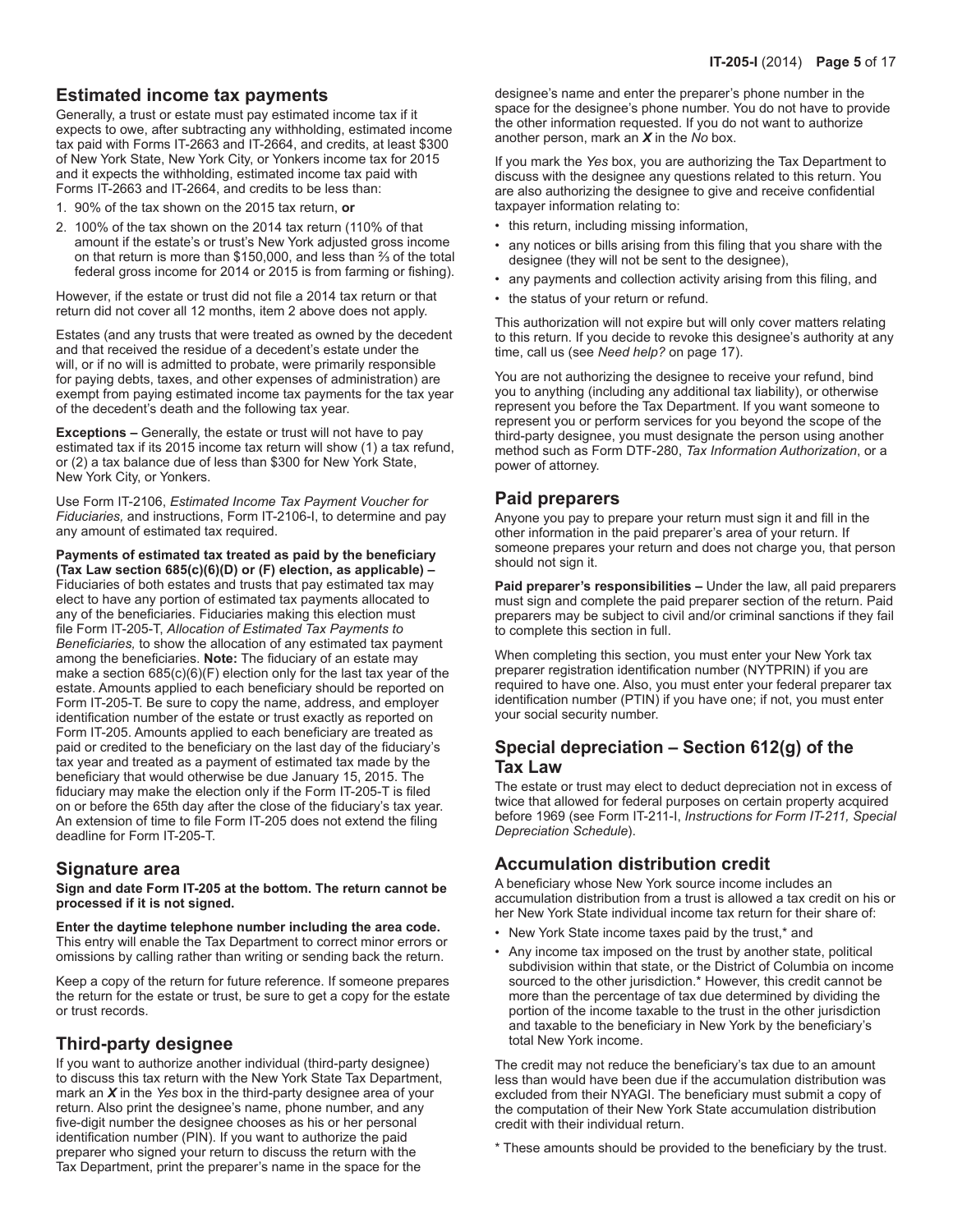## Estimated income tax payments

Generally, a trust or estate must pay estimated income tax if it expects to owe, after subtracting any withholding, estimated income tax paid with Forms IT-2663 and IT-2664, and credits, at least $300 of New York State, New York City, or Yonkers income tax for 2015 and it expects the withholding, estimated income tax paid with Forms IT-2663 and IT-2664, and credits to be less than:

1. 90% of the tax shown on the 2015 tax return, **or**
2. 100% of the tax shown on the 2014 tax return (110% of that amount if the estate's or trust's New York adjusted gross income on that return is more than $150,000, and less than ⅔ of the total federal gross income for 2014 or 2015 is from farming or fishing).

However, if the estate or trust did not file a 2014 tax return or that return did not cover all 12 months, item 2 above does not apply.

Estates (and any trusts that were treated as owned by the decedent and that received the residue of a decedent's estate under the will, or if no will is admitted to probate, were primarily responsible for paying debts, taxes, and other expenses of administration) are exempt from paying estimated income tax payments for the tax year of the decedent's death and the following tax year.

**Exceptions –** Generally, the estate or trust will not have to pay estimated tax if its 2015 income tax return will show (1) a tax refund, or (2) a tax balance due of less than $300 for New York State, New York City, or Yonkers.

Use Form IT-2106, *Estimated Income Tax Payment Voucher for Fiduciaries,* and instructions, Form IT-2106-I, to determine and pay any amount of estimated tax required.

**Payments of estimated tax treated as paid by the beneficiary (Tax Law section 685(c)(6)(D) or (F) election, as applicable) –** Fiduciaries of both estates and trusts that pay estimated tax may elect to have any portion of estimated tax payments allocated to any of the beneficiaries. Fiduciaries making this election must file Form IT-205-T, *Allocation of Estimated Tax Payments to Beneficiaries,* to show the allocation of any estimated tax payment among the beneficiaries. **Note:** The fiduciary of an estate may make a section 685(c)(6)(F) election only for the last tax year of the estate. Amounts applied to each beneficiary should be reported on Form IT-205-T. Be sure to copy the name, address, and employer identification number of the estate or trust exactly as reported on Form IT-205. Amounts applied to each beneficiary are treated as paid or credited to the beneficiary on the last day of the fiduciary's tax year and treated as a payment of estimated tax made by the beneficiary that would otherwise be due January 15, 2015. The fiduciary may make the election only if the Form IT-205-T is filed on or before the 65th day after the close of the fiduciary's tax year. An extension of time to file Form IT-205 does not extend the filing deadline for Form IT-205-T.

## Signature area

**Sign and date Form IT-205 at the bottom. The return cannot be processed if it is not signed.**

**Enter the daytime telephone number including the area code.** This entry will enable the Tax Department to correct minor errors or omissions by calling rather than writing or sending back the return.

Keep a copy of the return for future reference. If someone prepares the return for the estate or trust, be sure to get a copy for the estate or trust records.

## Third-party designee

If you want to authorize another individual (third-party designee) to discuss this tax return with the New York State Tax Department, mark an ***X*** in the *Yes* box in the third-party designee area of your return. Also print the designee's name, phone number, and any five-digit number the designee chooses as his or her personal identification number (PIN). If you want to authorize the paid preparer who signed your return to discuss the return with the Tax Department, print the preparer's name in the space for the designee's name and enter the preparer's phone number in the space for the designee's phone number. You do not have to provide the other information requested. If you do not want to authorize another person, mark an ***X*** in the *No* box.

If you mark the *Yes* box, you are authorizing the Tax Department to discuss with the designee any questions related to this return. You are also authorizing the designee to give and receive confidential taxpayer information relating to:

- this return, including missing information,
- any notices or bills arising from this filing that you share with the designee (they will not be sent to the designee),
- any payments and collection activity arising from this filing, and
- the status of your return or refund.

This authorization will not expire but will only cover matters relating to this return. If you decide to revoke this designee's authority at any time, call us (see *Need help?* on page 17).

You are not authorizing the designee to receive your refund, bind you to anything (including any additional tax liability), or otherwise represent you before the Tax Department. If you want someone to represent you or perform services for you beyond the scope of the third-party designee, you must designate the person using another method such as Form DTF-280, *Tax Information Authorization*, or a power of attorney.

## Paid preparers

Anyone you pay to prepare your return must sign it and fill in the other information in the paid preparer's area of your return. If someone prepares your return and does not charge you, that person should not sign it.

**Paid preparer's responsibilities –** Under the law, all paid preparers must sign and complete the paid preparer section of the return. Paid preparers may be subject to civil and/or criminal sanctions if they fail to complete this section in full.

When completing this section, you must enter your New York tax preparer registration identification number (NYTPRIN) if you are required to have one. Also, you must enter your federal preparer tax identification number (PTIN) if you have one; if not, you must enter your social security number.

## Special depreciation – Section 612(g) of the Tax Law

The estate or trust may elect to deduct depreciation not in excess of twice that allowed for federal purposes on certain property acquired before 1969 (see Form IT-211-I, *Instructions for Form IT-211, Special Depreciation Schedule*).

## Accumulation distribution credit

A beneficiary whose New York source income includes an accumulation distribution from a trust is allowed a tax credit on his or her New York State individual income tax return for their share of:

- New York State income taxes paid by the trust,* and
- Any income tax imposed on the trust by another state, political subdivision within that state, or the District of Columbia on income sourced to the other jurisdiction.* However, this credit cannot be more than the percentage of tax due determined by dividing the portion of the income taxable to the trust in the other jurisdiction and taxable to the beneficiary in New York by the beneficiary's total New York income.

The credit may not reduce the beneficiary's tax due to an amount less than would have been due if the accumulation distribution was excluded from their NYAGI. The beneficiary must submit a copy of the computation of their New York State accumulation distribution credit with their individual return.

\* These amounts should be provided to the beneficiary by the trust.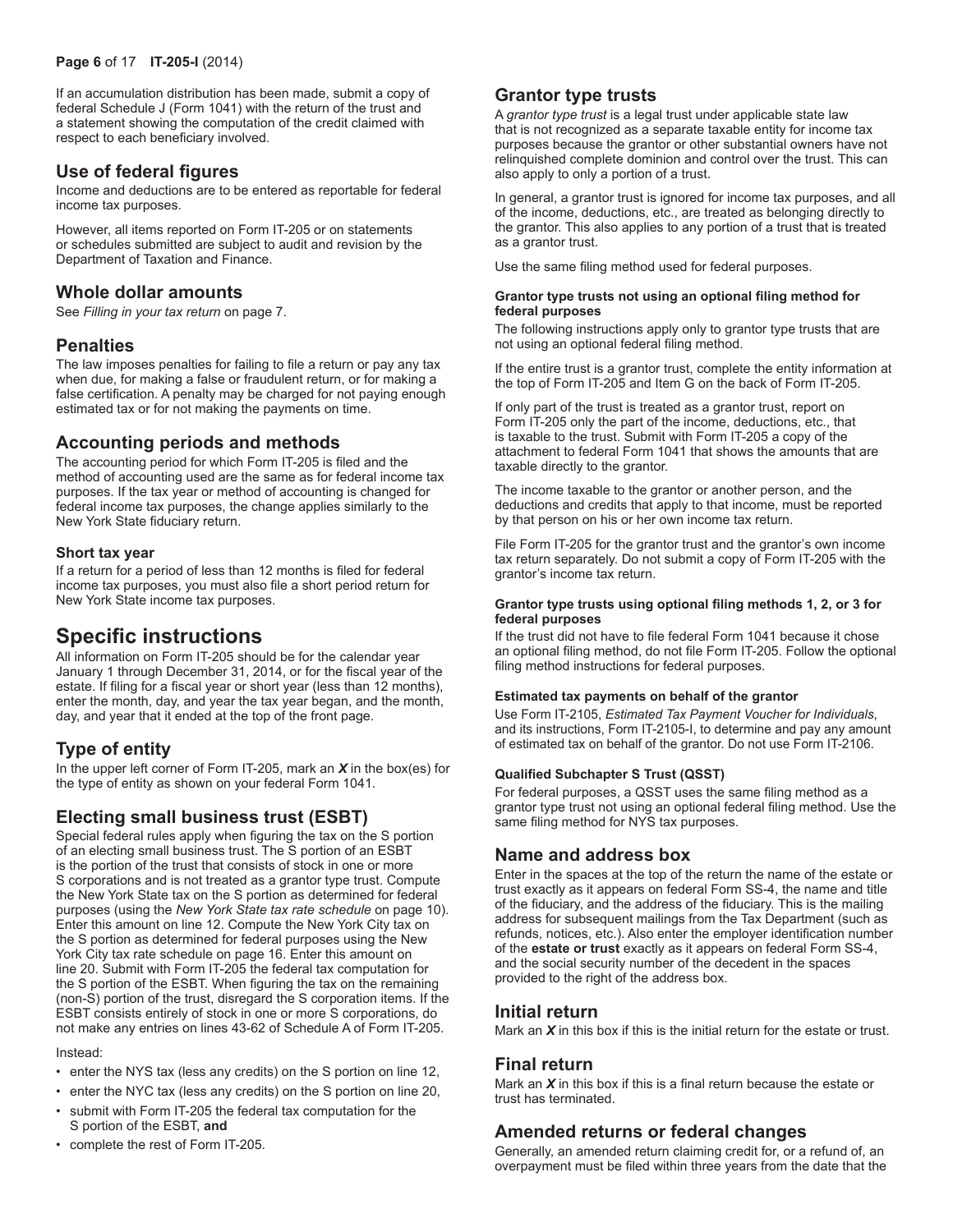If an accumulation distribution has been made, submit a copy of federal Schedule J (Form 1041) with the return of the trust and a statement showing the computation of the credit claimed with respect to each beneficiary involved.

## Use of federal figures

Income and deductions are to be entered as reportable for federal income tax purposes.

However, all items reported on Form IT-205 or on statements or schedules submitted are subject to audit and revision by the Department of Taxation and Finance.

## Whole dollar amounts

See *Filling in your tax return* on page 7.

## Penalties

The law imposes penalties for failing to file a return or pay any tax when due, for making a false or fraudulent return, or for making a false certification. A penalty may be charged for not paying enough estimated tax or for not making the payments on time.

## Accounting periods and methods

The accounting period for which Form IT-205 is filed and the method of accounting used are the same as for federal income tax purposes. If the tax year or method of accounting is changed for federal income tax purposes, the change applies similarly to the New York State fiduciary return.

### Short tax year

If a return for a period of less than 12 months is filed for federal income tax purposes, you must also file a short period return for New York State income tax purposes.

# Specific instructions

All information on Form IT-205 should be for the calendar year January 1 through December 31, 2014, or for the fiscal year of the estate. If filing for a fiscal year or short year (less than 12 months), enter the month, day, and year the tax year began, and the month, day, and year that it ended at the top of the front page.

## Type of entity

In the upper left corner of Form IT-205, mark an ***X*** in the box(es) for the type of entity as shown on your federal Form 1041.

## Electing small business trust (ESBT)

Special federal rules apply when figuring the tax on the S portion of an electing small business trust. The S portion of an ESBT is the portion of the trust that consists of stock in one or more S corporations and is not treated as a grantor type trust. Compute the New York State tax on the S portion as determined for federal purposes (using the *New York State tax rate schedule* on page 10). Enter this amount on line 12. Compute the New York City tax on the S portion as determined for federal purposes using the New York City tax rate schedule on page 16. Enter this amount on line 20. Submit with Form IT-205 the federal tax computation for the S portion of the ESBT. When figuring the tax on the remaining (non-S) portion of the trust, disregard the S corporation items. If the ESBT consists entirely of stock in one or more S corporations, do not make any entries on lines 43-62 of Schedule A of Form IT-205.

Instead:

- enter the NYS tax (less any credits) on the S portion on line 12,
- enter the NYC tax (less any credits) on the S portion on line 20,
- submit with Form IT-205 the federal tax computation for the S portion of the ESBT, **and**
- complete the rest of Form IT-205.

## Grantor type trusts

A *grantor type trust* is a legal trust under applicable state law that is not recognized as a separate taxable entity for income tax purposes because the grantor or other substantial owners have not relinquished complete dominion and control over the trust. This can also apply to only a portion of a trust.

In general, a grantor trust is ignored for income tax purposes, and all of the income, deductions, etc., are treated as belonging directly to the grantor. This also applies to any portion of a trust that is treated as a grantor trust.

Use the same filing method used for federal purposes.

#### Grantor type trusts not using an optional filing method for federal purposes

The following instructions apply only to grantor type trusts that are not using an optional federal filing method.

If the entire trust is a grantor trust, complete the entity information at the top of Form IT-205 and Item G on the back of Form IT-205.

If only part of the trust is treated as a grantor trust, report on Form IT-205 only the part of the income, deductions, etc., that is taxable to the trust. Submit with Form IT-205 a copy of the attachment to federal Form 1041 that shows the amounts that are taxable directly to the grantor.

The income taxable to the grantor or another person, and the deductions and credits that apply to that income, must be reported by that person on his or her own income tax return.

File Form IT-205 for the grantor trust and the grantor's own income tax return separately. Do not submit a copy of Form IT-205 with the grantor's income tax return.

#### Grantor type trusts using optional filing methods 1, 2, or 3 for federal purposes

If the trust did not have to file federal Form 1041 because it chose an optional filing method, do not file Form IT-205. Follow the optional filing method instructions for federal purposes.

#### Estimated tax payments on behalf of the grantor

Use Form IT-2105, *Estimated Tax Payment Voucher for Individuals*, and its instructions, Form IT-2105-I, to determine and pay any amount of estimated tax on behalf of the grantor. Do not use Form IT-2106.

#### Qualified Subchapter S Trust (QSST)

For federal purposes, a QSST uses the same filing method as a grantor type trust not using an optional federal filing method. Use the same filing method for NYS tax purposes.

## Name and address box

Enter in the spaces at the top of the return the name of the estate or trust exactly as it appears on federal Form SS-4, the name and title of the fiduciary, and the address of the fiduciary. This is the mailing address for subsequent mailings from the Tax Department (such as refunds, notices, etc.). Also enter the employer identification number of the **estate or trust** exactly as it appears on federal Form SS-4, and the social security number of the decedent in the spaces provided to the right of the address box.

## Initial return

Mark an ***X*** in this box if this is the initial return for the estate or trust.

## Final return

Mark an ***X*** in this box if this is a final return because the estate or trust has terminated.

## Amended returns or federal changes

Generally, an amended return claiming credit for, or a refund of, an overpayment must be filed within three years from the date that the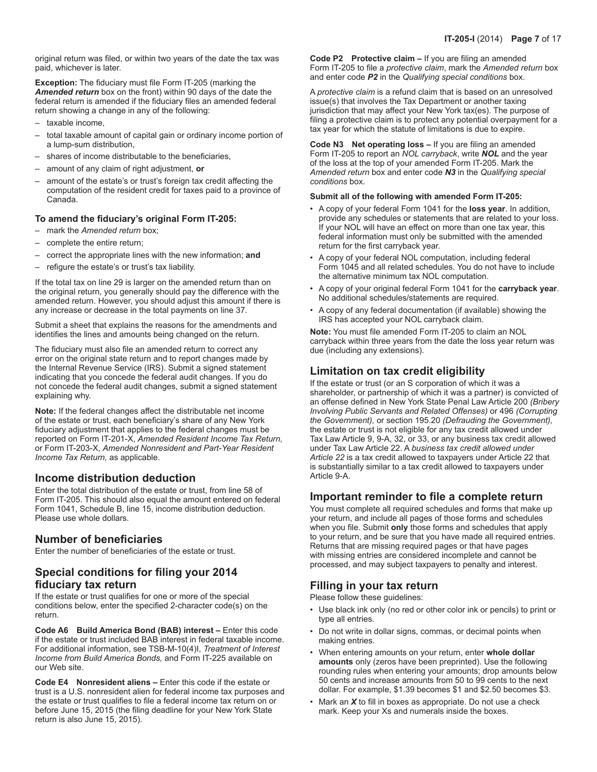original return was filed, or within two years of the date the tax was paid, whichever is later.

**Exception:** The fiduciary must file Form IT-205 (marking the ***Amended return*** box on the front) within 90 days of the date the federal return is amended if the fiduciary files an amended federal return showing a change in any of the following:

- taxable income,
- total taxable amount of capital gain or ordinary income portion of a lump-sum distribution,
- shares of income distributable to the beneficiaries,
- amount of any claim of right adjustment, **or**
- amount of the estate's or trust's foreign tax credit affecting the computation of the resident credit for taxes paid to a province of Canada.

**To amend the fiduciary's original Form IT-205:**

- mark the *Amended return* box;
- complete the entire return;
- correct the appropriate lines with the new information; **and**
- refigure the estate's or trust's tax liability.

If the total tax on line 29 is larger on the amended return than on the original return, you generally should pay the difference with the amended return. However, you should adjust this amount if there is any increase or decrease in the total payments on line 37.

Submit a sheet that explains the reasons for the amendments and identifies the lines and amounts being changed on the return.

The fiduciary must also file an amended return to correct any error on the original state return and to report changes made by the Internal Revenue Service (IRS). Submit a signed statement indicating that you concede the federal audit changes. If you do not concede the federal audit changes, submit a signed statement explaining why.

**Note:** If the federal changes affect the distributable net income of the estate or trust, each beneficiary's share of any New York fiduciary adjustment that applies to the federal changes must be reported on Form IT-201-X, *Amended Resident Income Tax Return,* or Form IT-203-X, *Amended Nonresident and Part-Year Resident Income Tax Return,* as applicable.

## Income distribution deduction

Enter the total distribution of the estate or trust, from line 58 of Form IT-205. This should also equal the amount entered on federal Form 1041, Schedule B, line 15, income distribution deduction. Please use whole dollars.

## Number of beneficiaries

Enter the number of beneficiaries of the estate or trust.

## Special conditions for filing your 2014 fiduciary tax return

If the estate or trust qualifies for one or more of the special conditions below, enter the specified 2-character code(s) on the return.

**Code A6 Build America Bond (BAB) interest –** Enter this code if the estate or trust included BAB interest in federal taxable income. For additional information, see TSB-M-10(4)I, *Treatment of Interest Income from Build America Bonds,* and Form IT-225 available on our Web site.

**Code E4 Nonresident aliens –** Enter this code if the estate or trust is a U.S. nonresident alien for federal income tax purposes and the estate or trust qualifies to file a federal income tax return on or before June 15, 2015 (the filing deadline for your New York State return is also June 15, 2015).

**Code P2 Protective claim –** If you are filing an amended Form IT-205 to file a *protective claim*, mark the *Amended return* box and enter code ***P2*** in the *Qualifying special conditions* box.

A *protective claim* is a refund claim that is based on an unresolved issue(s) that involves the Tax Department or another taxing jurisdiction that may affect your New York tax(es). The purpose of filing a protective claim is to protect any potential overpayment for a tax year for which the statute of limitations is due to expire.

**Code N3 Net operating loss –** If you are filing an amended Form IT-205 to report an *NOL carryback*, write ***NOL*** and the year of the loss at the top of your amended Form IT-205. Mark the *Amended return* box and enter code ***N3*** in the *Qualifying special conditions* box.

**Submit all of the following with amended Form IT-205:**

- A copy of your federal Form 1041 for the **loss year**. In addition, provide any schedules or statements that are related to your loss. If your NOL will have an effect on more than one tax year, this federal information must only be submitted with the amended return for the first carryback year.
- A copy of your federal NOL computation, including federal Form 1045 and all related schedules. You do not have to include the alternative minimum tax NOL computation.
- A copy of your original federal Form 1041 for the **carryback year**. No additional schedules/statements are required.
- A copy of any federal documentation (if available) showing the IRS has accepted your NOL carryback claim.

**Note:** You must file amended Form IT-205 to claim an NOL carryback within three years from the date the loss year return was due (including any extensions).

## Limitation on tax credit eligibility

If the estate or trust (or an S corporation of which it was a shareholder, or partnership of which it was a partner) is convicted of an offense defined in New York State Penal Law Article 200 *(Bribery Involving Public Servants and Related Offenses)* or 496 *(Corrupting the Government),* or section 195.20 *(Defrauding the Government),* the estate or trust is not eligible for any tax credit allowed under Tax Law Article 9, 9-A, 32, or 33, or any business tax credit allowed under Tax Law Article 22. A *business tax credit allowed under Article 22* is a tax credit allowed to taxpayers under Article 22 that is substantially similar to a tax credit allowed to taxpayers under Article 9-A.

## Important reminder to file a complete return

You must complete all required schedules and forms that make up your return, and include all pages of those forms and schedules when you file. Submit **only** those forms and schedules that apply to your return, and be sure that you have made all required entries. Returns that are missing required pages or that have pages with missing entries are considered incomplete and cannot be processed, and may subject taxpayers to penalty and interest.

## Filling in your tax return

Please follow these guidelines:

- Use black ink only (no red or other color ink or pencils) to print or type all entries.
- Do not write in dollar signs, commas, or decimal points when making entries.
- When entering amounts on your return, enter **whole dollar amounts** only (zeros have been preprinted). Use the following rounding rules when entering your amounts; drop amounts below 50 cents and increase amounts from 50 to 99 cents to the next dollar. For example, $1.39 becomes $1 and $2.50 becomes $3.
- Mark an ***X*** to fill in boxes as appropriate. Do not use a check mark. Keep your Xs and numerals inside the boxes.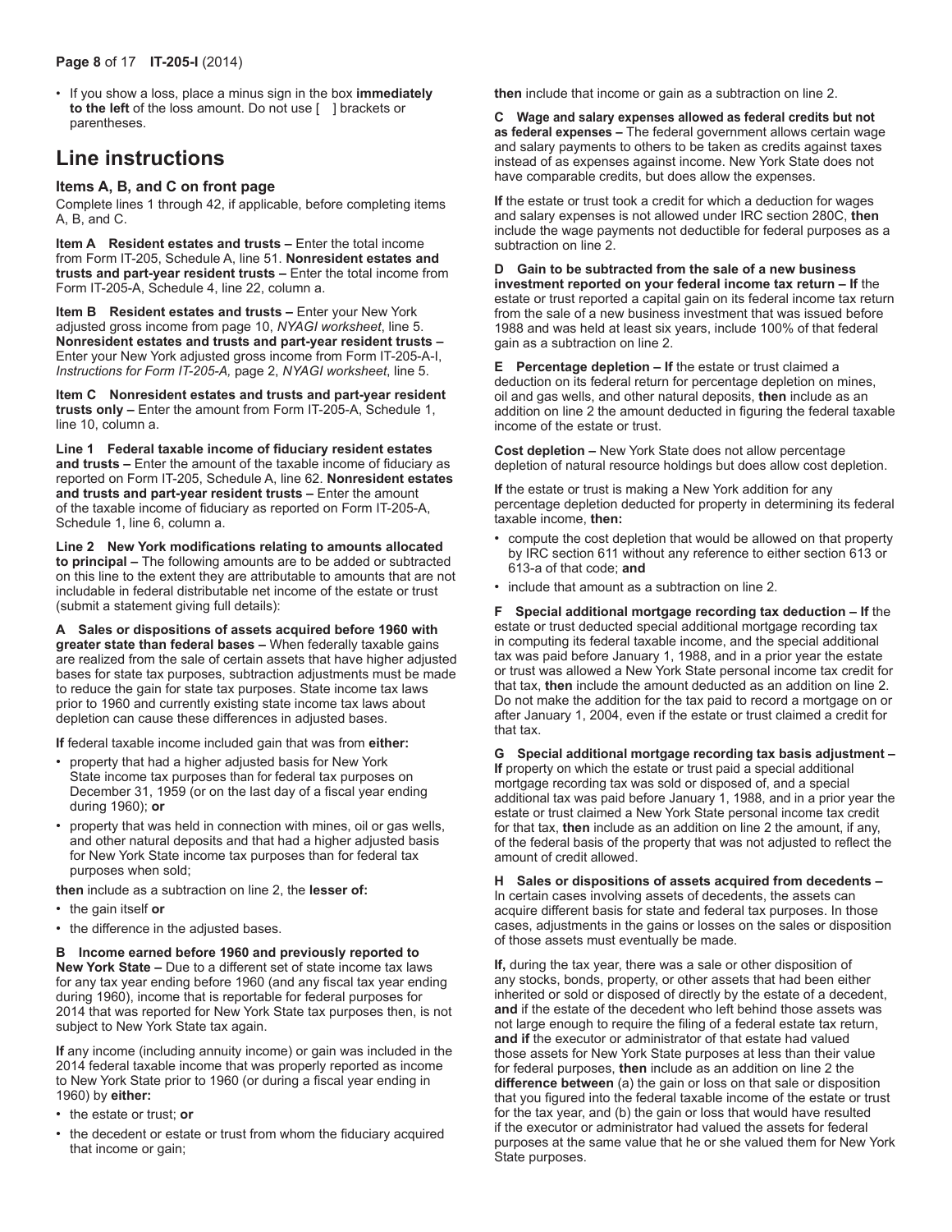- If you show a loss, place a minus sign in the box **immediately to the left** of the loss amount. Do not use [ ] brackets or parentheses.

# Line instructions

### Items A, B, and C on front page

Complete lines 1 through 42, if applicable, before completing items A, B, and C.

**Item A Resident estates and trusts –** Enter the total income from Form IT-205, Schedule A, line 51. **Nonresident estates and trusts and part-year resident trusts –** Enter the total income from Form IT-205-A, Schedule 4, line 22, column a.

**Item B Resident estates and trusts –** Enter your New York adjusted gross income from page 10, *NYAGI worksheet*, line 5. **Nonresident estates and trusts and part-year resident trusts –** Enter your New York adjusted gross income from Form IT-205-A-I, *Instructions for Form IT-205-A,* page 2, *NYAGI worksheet*, line 5.

**Item C Nonresident estates and trusts and part-year resident trusts only –** Enter the amount from Form IT-205-A, Schedule 1, line 10, column a.

**Line 1 Federal taxable income of fiduciary resident estates and trusts –** Enter the amount of the taxable income of fiduciary as reported on Form IT-205, Schedule A, line 62. **Nonresident estates and trusts and part-year resident trusts –** Enter the amount of the taxable income of fiduciary as reported on Form IT-205-A, Schedule 1, line 6, column a.

**Line 2 New York modifications relating to amounts allocated to principal –** The following amounts are to be added or subtracted on this line to the extent they are attributable to amounts that are not includable in federal distributable net income of the estate or trust (submit a statement giving full details):

**A Sales or dispositions of assets acquired before 1960 with greater state than federal bases –** When federally taxable gains are realized from the sale of certain assets that have higher adjusted bases for state tax purposes, subtraction adjustments must be made to reduce the gain for state tax purposes. State income tax laws prior to 1960 and currently existing state income tax laws about depletion can cause these differences in adjusted bases.

**If** federal taxable income included gain that was from **either:**

- property that had a higher adjusted basis for New York State income tax purposes than for federal tax purposes on December 31, 1959 (or on the last day of a fiscal year ending during 1960); **or**
- property that was held in connection with mines, oil or gas wells, and other natural deposits and that had a higher adjusted basis for New York State income tax purposes than for federal tax purposes when sold;

**then** include as a subtraction on line 2, the **lesser of:**

- the gain itself **or**
- the difference in the adjusted bases.

**B Income earned before 1960 and previously reported to New York State –** Due to a different set of state income tax laws for any tax year ending before 1960 (and any fiscal tax year ending during 1960), income that is reportable for federal purposes for 2014 that was reported for New York State tax purposes then, is not subject to New York State tax again.

**If** any income (including annuity income) or gain was included in the 2014 federal taxable income that was properly reported as income to New York State prior to 1960 (or during a fiscal year ending in 1960) by **either:**

- the estate or trust; **or**
- the decedent or estate or trust from whom the fiduciary acquired that income or gain;

**then** include that income or gain as a subtraction on line 2.

**C Wage and salary expenses allowed as federal credits but not as federal expenses –** The federal government allows certain wage and salary payments to others to be taken as credits against taxes instead of as expenses against income. New York State does not have comparable credits, but does allow the expenses.

**If** the estate or trust took a credit for which a deduction for wages and salary expenses is not allowed under IRC section 280C, **then** include the wage payments not deductible for federal purposes as a subtraction on line 2.

**D Gain to be subtracted from the sale of a new business investment reported on your federal income tax return – If** the estate or trust reported a capital gain on its federal income tax return from the sale of a new business investment that was issued before 1988 and was held at least six years, include 100% of that federal gain as a subtraction on line 2.

**E Percentage depletion – If** the estate or trust claimed a deduction on its federal return for percentage depletion on mines, oil and gas wells, and other natural deposits, **then** include as an addition on line 2 the amount deducted in figuring the federal taxable income of the estate or trust.

**Cost depletion –** New York State does not allow percentage depletion of natural resource holdings but does allow cost depletion.

**If** the estate or trust is making a New York addition for any percentage depletion deducted for property in determining its federal taxable income, **then:**

- compute the cost depletion that would be allowed on that property by IRC section 611 without any reference to either section 613 or 613-a of that code; **and**
- include that amount as a subtraction on line 2.

**F Special additional mortgage recording tax deduction – If** the estate or trust deducted special additional mortgage recording tax in computing its federal taxable income, and the special additional tax was paid before January 1, 1988, and in a prior year the estate or trust was allowed a New York State personal income tax credit for that tax, **then** include the amount deducted as an addition on line 2. Do not make the addition for the tax paid to record a mortgage on or after January 1, 2004, even if the estate or trust claimed a credit for that tax.

**G Special additional mortgage recording tax basis adjustment – If** property on which the estate or trust paid a special additional mortgage recording tax was sold or disposed of, and a special additional tax was paid before January 1, 1988, and in a prior year the estate or trust claimed a New York State personal income tax credit for that tax, **then** include as an addition on line 2 the amount, if any, of the federal basis of the property that was not adjusted to reflect the amount of credit allowed.

**H Sales or dispositions of assets acquired from decedents –** In certain cases involving assets of decedents, the assets can acquire different basis for state and federal tax purposes. In those cases, adjustments in the gains or losses on the sales or disposition of those assets must eventually be made.

**If,** during the tax year, there was a sale or other disposition of any stocks, bonds, property, or other assets that had been either inherited or sold or disposed of directly by the estate of a decedent, **and** if the estate of the decedent who left behind those assets was not large enough to require the filing of a federal estate tax return, **and if** the executor or administrator of that estate had valued those assets for New York State purposes at less than their value for federal purposes, **then** include as an addition on line 2 the **difference between** (a) the gain or loss on that sale or disposition that you figured into the federal taxable income of the estate or trust for the tax year, and (b) the gain or loss that would have resulted if the executor or administrator had valued the assets for federal purposes at the same value that he or she valued them for New York State purposes.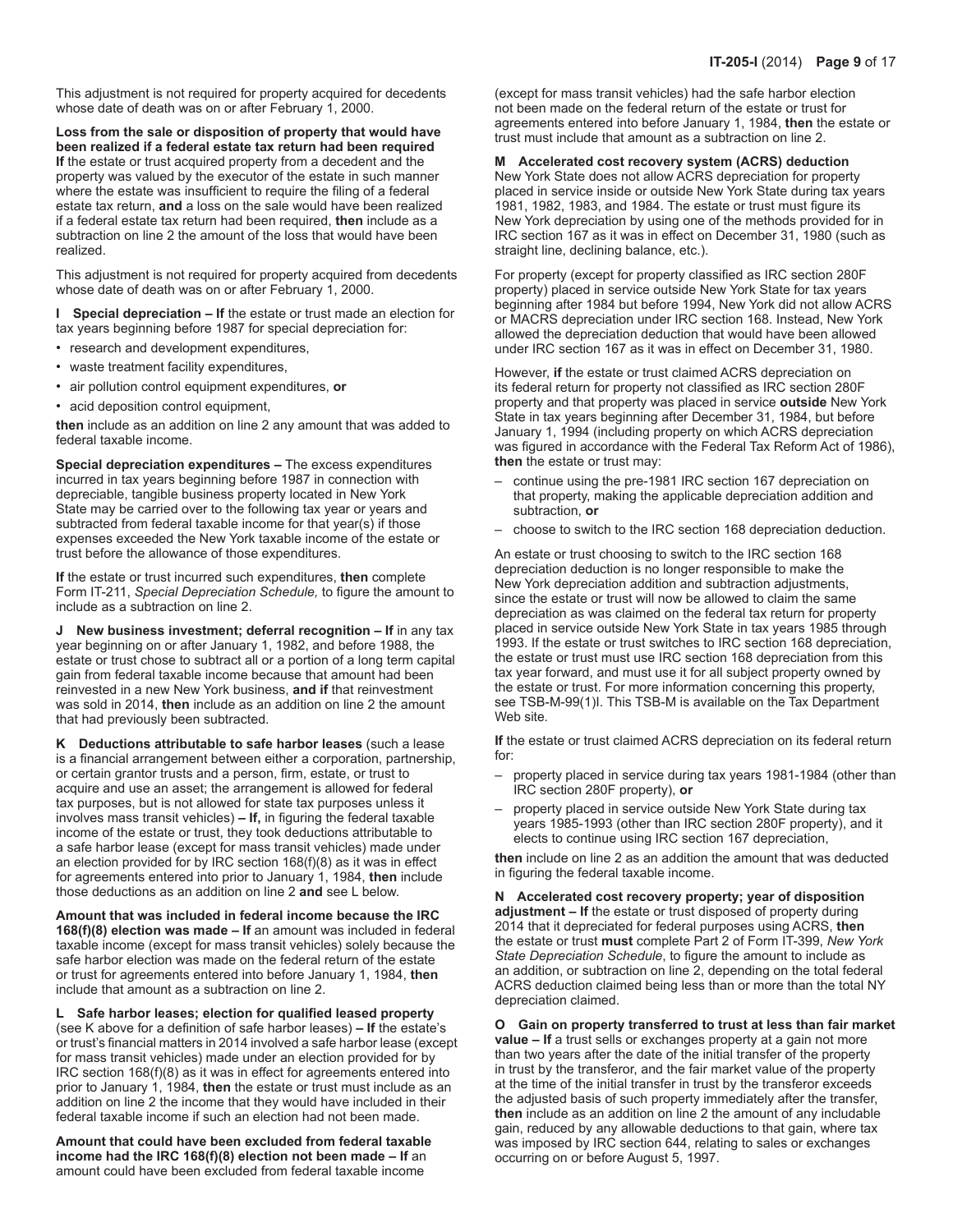This adjustment is not required for property acquired for decedents whose date of death was on or after February 1, 2000.

**Loss from the sale or disposition of property that would have been realized if a federal estate tax return had been required**
**If** the estate or trust acquired property from a decedent and the property was valued by the executor of the estate in such manner where the estate was insufficient to require the filing of a federal estate tax return, **and** a loss on the sale would have been realized if a federal estate tax return had been required, **then** include as a subtraction on line 2 the amount of the loss that would have been realized.

This adjustment is not required for property acquired from decedents whose date of death was on or after February 1, 2000.

**I Special depreciation – If** the estate or trust made an election for tax years beginning before 1987 for special depreciation for:

- research and development expenditures,
- waste treatment facility expenditures,
- air pollution control equipment expenditures, **or**
- acid deposition control equipment,

**then** include as an addition on line 2 any amount that was added to federal taxable income.

**Special depreciation expenditures –** The excess expenditures incurred in tax years beginning before 1987 in connection with depreciable, tangible business property located in New York State may be carried over to the following tax year or years and subtracted from federal taxable income for that year(s) if those expenses exceeded the New York taxable income of the estate or trust before the allowance of those expenditures.

**If** the estate or trust incurred such expenditures, **then** complete Form IT-211, *Special Depreciation Schedule,* to figure the amount to include as a subtraction on line 2.

**J New business investment; deferral recognition – If** in any tax year beginning on or after January 1, 1982, and before 1988, the estate or trust chose to subtract all or a portion of a long term capital gain from federal taxable income because that amount had been reinvested in a new New York business, **and if** that reinvestment was sold in 2014, **then** include as an addition on line 2 the amount that had previously been subtracted.

**K Deductions attributable to safe harbor leases** (such a lease is a financial arrangement between either a corporation, partnership, or certain grantor trusts and a person, firm, estate, or trust to acquire and use an asset; the arrangement is allowed for federal tax purposes, but is not allowed for state tax purposes unless it involves mass transit vehicles) **– If,** in figuring the federal taxable income of the estate or trust, they took deductions attributable to a safe harbor lease (except for mass transit vehicles) made under an election provided for by IRC section 168(f)(8) as it was in effect for agreements entered into prior to January 1, 1984, **then** include those deductions as an addition on line 2 **and** see L below.

**Amount that was included in federal income because the IRC 168(f)(8) election was made – If** an amount was included in federal taxable income (except for mass transit vehicles) solely because the safe harbor election was made on the federal return of the estate or trust for agreements entered into before January 1, 1984, **then** include that amount as a subtraction on line 2.

**L Safe harbor leases; election for qualified leased property** (see K above for a definition of safe harbor leases) **– If** the estate's or trust's financial matters in 2014 involved a safe harbor lease (except for mass transit vehicles) made under an election provided for by IRC section 168(f)(8) as it was in effect for agreements entered into prior to January 1, 1984, **then** the estate or trust must include as an addition on line 2 the income that they would have included in their federal taxable income if such an election had not been made.

**Amount that could have been excluded from federal taxable income had the IRC 168(f)(8) election not been made – If** an amount could have been excluded from federal taxable income (except for mass transit vehicles) had the safe harbor election not been made on the federal return of the estate or trust for agreements entered into before January 1, 1984, **then** the estate or trust must include that amount as a subtraction on line 2.

**M Accelerated cost recovery system (ACRS) deduction**
New York State does not allow ACRS depreciation for property placed in service inside or outside New York State during tax years 1981, 1982, 1983, and 1984. The estate or trust must figure its New York depreciation by using one of the methods provided for in IRC section 167 as it was in effect on December 31, 1980 (such as straight line, declining balance, etc.).

For property (except for property classified as IRC section 280F property) placed in service outside New York State for tax years beginning after 1984 but before 1994, New York did not allow ACRS or MACRS depreciation under IRC section 168. Instead, New York allowed the depreciation deduction that would have been allowed under IRC section 167 as it was in effect on December 31, 1980.

However, **if** the estate or trust claimed ACRS depreciation on its federal return for property not classified as IRC section 280F property and that property was placed in service **outside** New York State in tax years beginning after December 31, 1984, but before January 1, 1994 (including property on which ACRS depreciation was figured in accordance with the Federal Tax Reform Act of 1986), **then** the estate or trust may:

– continue using the pre-1981 IRC section 167 depreciation on that property, making the applicable depreciation addition and subtraction, **or**
– choose to switch to the IRC section 168 depreciation deduction.

An estate or trust choosing to switch to the IRC section 168 depreciation deduction is no longer responsible to make the New York depreciation addition and subtraction adjustments, since the estate or trust will now be allowed to claim the same depreciation as was claimed on the federal tax return for property placed in service outside New York State in tax years 1985 through 1993. If the estate or trust switches to IRC section 168 depreciation, the estate or trust must use IRC section 168 depreciation from this tax year forward, and must use it for all subject property owned by the estate or trust. For more information concerning this property, see TSB-M-99(1)I. This TSB-M is available on the Tax Department Web site.

**If** the estate or trust claimed ACRS depreciation on its federal return for:

– property placed in service during tax years 1981-1984 (other than IRC section 280F property), **or**
– property placed in service outside New York State during tax years 1985-1993 (other than IRC section 280F property), and it elects to continue using IRC section 167 depreciation,

**then** include on line 2 as an addition the amount that was deducted in figuring the federal taxable income.

**N Accelerated cost recovery property; year of disposition adjustment – If** the estate or trust disposed of property during 2014 that it depreciated for federal purposes using ACRS, **then** the estate or trust **must** complete Part 2 of Form IT-399, *New York State Depreciation Schedule*, to figure the amount to include as an addition, or subtraction on line 2, depending on the total federal ACRS deduction claimed being less than or more than the total NY depreciation claimed.

**O Gain on property transferred to trust at less than fair market value – If** a trust sells or exchanges property at a gain not more than two years after the date of the initial transfer of the property in trust by the transferor, and the fair market value of the property at the time of the initial transfer in trust by the transferor exceeds the adjusted basis of such property immediately after the transfer, **then** include as an addition on line 2 the amount of any includable gain, reduced by any allowable deductions to that gain, where tax was imposed by IRC section 644, relating to sales or exchanges occurring on or before August 5, 1997.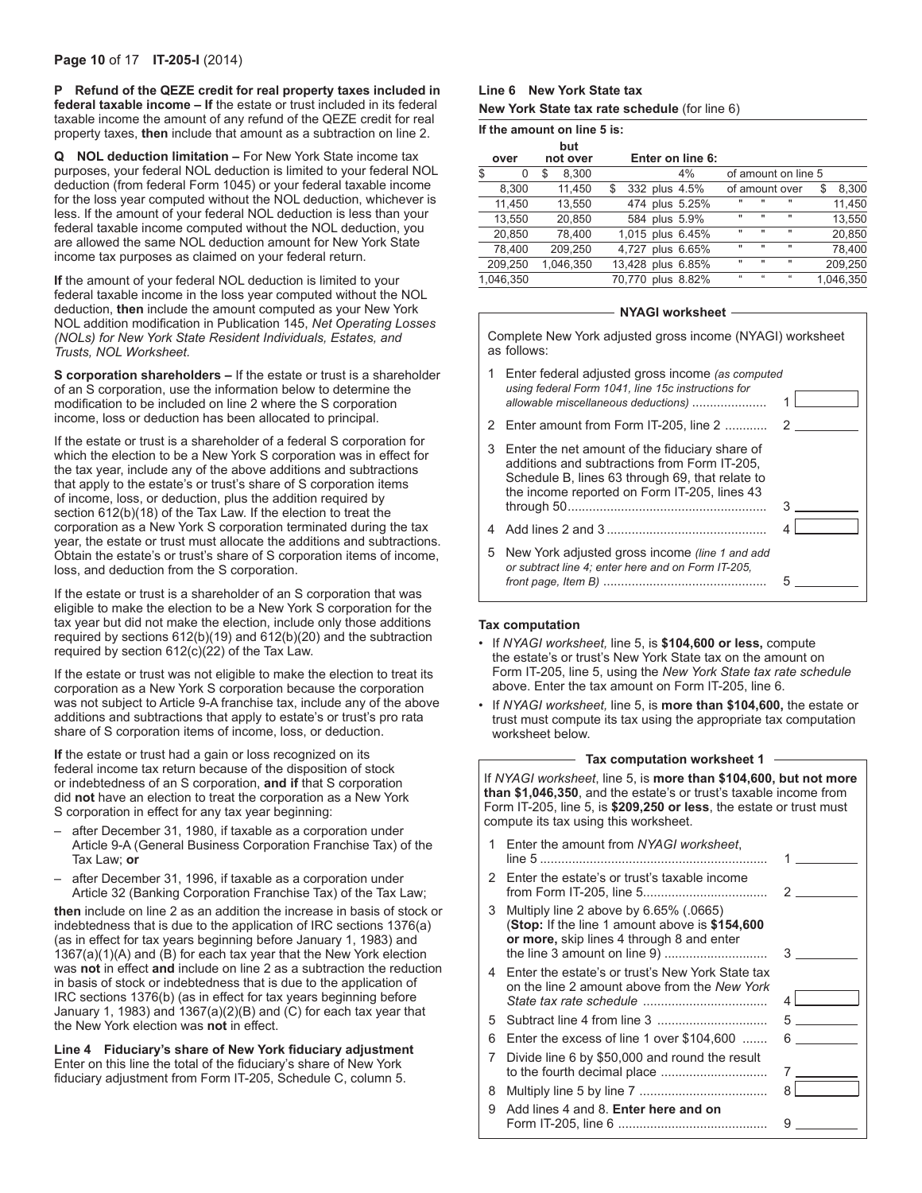**P Refund of the QEZE credit for real property taxes included in federal taxable income – If** the estate or trust included in its federal taxable income the amount of any refund of the QEZE credit for real property taxes, **then** include that amount as a subtraction on line 2.

**Q NOL deduction limitation –** For New York State income tax purposes, your federal NOL deduction is limited to your federal NOL deduction (from federal Form 1045) or your federal taxable income for the loss year computed without the NOL deduction, whichever is less. If the amount of your federal NOL deduction is less than your federal taxable income computed without the NOL deduction, you are allowed the same NOL deduction amount for New York State income tax purposes as claimed on your federal return.

**If** the amount of your federal NOL deduction is limited to your federal taxable income in the loss year computed without the NOL deduction, **then** include the amount computed as your New York NOL addition modification in Publication 145, *Net Operating Losses (NOLs) for New York State Resident Individuals, Estates, and Trusts, NOL Worksheet.*

**S corporation shareholders –** If the estate or trust is a shareholder of an S corporation, use the information below to determine the modification to be included on line 2 where the S corporation income, loss or deduction has been allocated to principal.

If the estate or trust is a shareholder of a federal S corporation for which the election to be a New York S corporation was in effect for the tax year, include any of the above additions and subtractions that apply to the estate's or trust's share of S corporation items of income, loss, or deduction, plus the addition required by section 612(b)(18) of the Tax Law. If the election to treat the corporation as a New York S corporation terminated during the tax year, the estate or trust must allocate the additions and subtractions. Obtain the estate's or trust's share of S corporation items of income, loss, and deduction from the S corporation.

If the estate or trust is a shareholder of an S corporation that was eligible to make the election to be a New York S corporation for the tax year but did not make the election, include only those additions required by sections 612(b)(19) and 612(b)(20) and the subtraction required by section 612(c)(22) of the Tax Law.

If the estate or trust was not eligible to make the election to treat its corporation as a New York S corporation because the corporation was not subject to Article 9-A franchise tax, include any of the above additions and subtractions that apply to estate's or trust's pro rata share of S corporation items of income, loss, or deduction.

**If** the estate or trust had a gain or loss recognized on its federal income tax return because of the disposition of stock or indebtedness of an S corporation, **and if** that S corporation did **not** have an election to treat the corporation as a New York S corporation in effect for any tax year beginning:

– after December 31, 1980, if taxable as a corporation under Article 9-A (General Business Corporation Franchise Tax) of the Tax Law; **or**

– after December 31, 1996, if taxable as a corporation under Article 32 (Banking Corporation Franchise Tax) of the Tax Law;

**then** include on line 2 as an addition the increase in basis of stock or indebtedness that is due to the application of IRC sections 1376(a) (as in effect for tax years beginning before January 1, 1983) and 1367(a)(1)(A) and (B) for each tax year that the New York election was **not** in effect **and** include on line 2 as a subtraction the reduction in basis of stock or indebtedness that is due to the application of IRC sections 1376(b) (as in effect for tax years beginning before January 1, 1983) and 1367(a)(2)(B) and (C) for each tax year that the New York election was **not** in effect.

**Line 4 Fiduciary's share of New York fiduciary adjustment**
Enter on this line the total of the fiduciary's share of New York fiduciary adjustment from Form IT-205, Schedule C, column 5.

**Line 6 New York State tax**

**New York State tax rate schedule** (for line 6)

**If the amount on line 5 is:**

| over | but not over | Enter on line 6: | | |
|---|---|---|---|---|
| $ 0 | $ 8,300 | 4% | of amount on line 5 | |
| 8,300 | 11,450 | $ 332 plus 4.5% | of amount over | $ 8,300 |
| 11,450 | 13,550 | 474 plus 5.25% | " " " | 11,450 |
| 13,550 | 20,850 | 584 plus 5.9% | " " " | 13,550 |
| 20,850 | 78,400 | 1,015 plus 6.45% | " " " | 20,850 |
| 78,400 | 209,250 | 4,727 plus 6.65% | " " " | 78,400 |
| 209,250 | 1,046,350 | 13,428 plus 6.85% | " " " | 209,250 |
| 1,046,350 | | 70,770 plus 8.82% | " " " | 1,046,350 |

**NYAGI worksheet**

Complete New York adjusted gross income (NYAGI) worksheet as follows:

1. Enter federal adjusted gross income *(as computed using federal Form 1041, line 15c instructions for allowable miscellaneous deductions)* ..................... 1
2. Enter amount from Form IT-205, line 2 ............ 2
3. Enter the net amount of the fiduciary share of additions and subtractions from Form IT-205, Schedule B, lines 63 through 69, that relate to the income reported on Form IT-205, lines 43 through 50........................................................ 3
4. Add lines 2 and 3 ............................................. 4
5. New York adjusted gross income *(line 1 and add or subtract line 4; enter here and on Form IT-205, front page, Item B)* ............................................. 5

**Tax computation**

- If *NYAGI worksheet,* line 5, is **$104,600 or less,** compute the estate's or trust's New York State tax on the amount on Form IT-205, line 5, using the *New York State tax rate schedule* above. Enter the tax amount on Form IT-205, line 6.
- If *NYAGI worksheet,* line 5, is **more than $104,600,** the estate or trust must compute its tax using the appropriate tax computation worksheet below.

**Tax computation worksheet 1**

If *NYAGI worksheet*, line 5, is **more than $104,600, but not more than $1,046,350**, and the estate's or trust's taxable income from Form IT-205, line 5, is **$209,250 or less**, the estate or trust must compute its tax using this worksheet.

1. Enter the amount from *NYAGI worksheet*, line 5 ............................................................... 1
2. Enter the estate's or trust's taxable income from Form IT-205, line 5................................... 2
3. Multiply line 2 above by 6.65% (.0665) (**Stop:** If the line 1 amount above is **$154,600 or more,** skip lines 4 through 8 and enter the line 3 amount on line 9) ............................ 3
4. Enter the estate's or trust's New York State tax on the line 2 amount above from the *New York State tax rate schedule* .................................. 4
5. Subtract line 4 from line 3 .............................. 5
6. Enter the excess of line 1 over $104,600 ....... 6
7. Divide line 6 by $50,000 and round the result to the fourth decimal place .............................. 7
8. Multiply line 5 by line 7 ................................... 8
9. Add lines 4 and 8. **Enter here and on** Form IT-205, line 6 ......................................... 9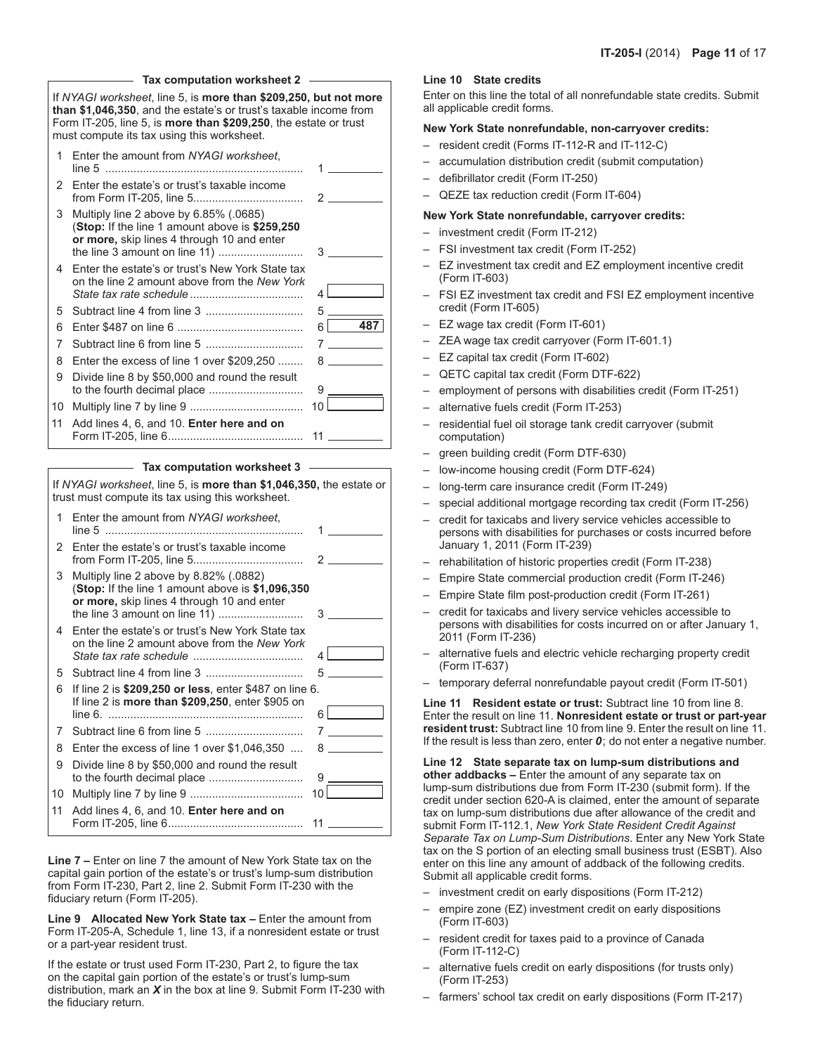## Tax computation worksheet 2

If *NYAGI worksheet*, line 5, is **more than $209,250, but not more than $1,046,350**, and the estate's or trust's taxable income from Form IT-205, line 5, is **more than $209,250**, the estate or trust must compute its tax using this worksheet.

| | | | |
|---|---|---|---|
| 1 | Enter the amount from *NYAGI worksheet*, line 5 | 1 | |
| 2 | Enter the estate's or trust's taxable income from Form IT-205, line 5 | 2 | |
| 3 | Multiply line 2 above by 6.85% (.0685) (**Stop:** If the line 1 amount above is **$259,250 or more,** skip lines 4 through 10 and enter the line 3 amount on line 11) | 3 | |
| 4 | Enter the estate's or trust's New York State tax on the line 2 amount above from the *New York State tax rate schedule* | 4 | |
| 5 | Subtract line 4 from line 3 | 5 | |
| 6 | Enter $487 on line 6 | 6 | 487 |
| 7 | Subtract line 6 from line 5 | 7 | |
| 8 | Enter the excess of line 1 over $209,250 | 8 | |
| 9 | Divide line 8 by $50,000 and round the result to the fourth decimal place | 9 | |
| 10 | Multiply line 7 by line 9 | 10 | |
| 11 | Add lines 4, 6, and 10. **Enter here and on** Form IT-205, line 6 | 11 | |

## Tax computation worksheet 3

If *NYAGI worksheet*, line 5, is **more than $1,046,350,** the estate or trust must compute its tax using this worksheet.

| | | | |
|---|---|---|---|
| 1 | Enter the amount from *NYAGI worksheet*, line 5 | 1 | |
| 2 | Enter the estate's or trust's taxable income from Form IT-205, line 5 | 2 | |
| 3 | Multiply line 2 above by 8.82% (.0882) (**Stop:** If the line 1 amount above is **$1,096,350 or more,** skip lines 4 through 10 and enter the line 3 amount on line 11) | 3 | |
| 4 | Enter the estate's or trust's New York State tax on the line 2 amount above from the *New York State tax rate schedule* | 4 | |
| 5 | Subtract line 4 from line 3 | 5 | |
| 6 | If line 2 is **$209,250 or less**, enter $487 on line 6. If line 2 is **more than $209,250**, enter $905 on line 6. | 6 | |
| 7 | Subtract line 6 from line 5 | 7 | |
| 8 | Enter the excess of line 1 over $1,046,350 | 8 | |
| 9 | Divide line 8 by $50,000 and round the result to the fourth decimal place | 9 | |
| 10 | Multiply line 7 by line 9 | 10 | |
| 11 | Add lines 4, 6, and 10. **Enter here and on** Form IT-205, line 6 | 11 | |

**Line 7 –** Enter on line 7 the amount of New York State tax on the capital gain portion of the estate's or trust's lump-sum distribution from Form IT-230, Part 2, line 2. Submit Form IT-230 with the fiduciary return (Form IT-205).

**Line 9 Allocated New York State tax –** Enter the amount from Form IT-205-A, Schedule 1, line 13, if a nonresident estate or trust or a part-year resident trust.

If the estate or trust used Form IT-230, Part 2, to figure the tax on the capital gain portion of the estate's or trust's lump-sum distribution, mark an ***X*** in the box at line 9. Submit Form IT-230 with the fiduciary return.

**Line 10 State credits**

Enter on this line the total of all nonrefundable state credits. Submit all applicable credit forms.

**New York State nonrefundable, non-carryover credits:**

- resident credit (Forms IT-112-R and IT-112-C)
- accumulation distribution credit (submit computation)
- defibrillator credit (Form IT-250)
- QEZE tax reduction credit (Form IT-604)

**New York State nonrefundable, carryover credits:**

- investment credit (Form IT-212)
- FSI investment tax credit (Form IT-252)
- EZ investment tax credit and EZ employment incentive credit (Form IT-603)
- FSI EZ investment tax credit and FSI EZ employment incentive credit (Form IT-605)
- EZ wage tax credit (Form IT-601)
- ZEA wage tax credit carryover (Form IT-601.1)
- EZ capital tax credit (Form IT-602)
- QETC capital tax credit (Form DTF-622)
- employment of persons with disabilities credit (Form IT-251)
- alternative fuels credit (Form IT-253)
- residential fuel oil storage tank credit carryover (submit computation)
- green building credit (Form DTF-630)
- low-income housing credit (Form DTF-624)
- long-term care insurance credit (Form IT-249)
- special additional mortgage recording tax credit (Form IT-256)
- credit for taxicabs and livery service vehicles accessible to persons with disabilities for purchases or costs incurred before January 1, 2011 (Form IT-239)
- rehabilitation of historic properties credit (Form IT-238)
- Empire State commercial production credit (Form IT-246)
- Empire State film post-production credit (Form IT-261)
- credit for taxicabs and livery service vehicles accessible to persons with disabilities for costs incurred on or after January 1, 2011 (Form IT-236)
- alternative fuels and electric vehicle recharging property credit (Form IT-637)
- temporary deferral nonrefundable payout credit (Form IT-501)

**Line 11 Resident estate or trust:** Subtract line 10 from line 8. Enter the result on line 11. **Nonresident estate or trust or part-year resident trust:** Subtract line 10 from line 9. Enter the result on line 11. If the result is less than zero, enter ***0***; do not enter a negative number.

**Line 12 State separate tax on lump-sum distributions and other addbacks –** Enter the amount of any separate tax on lump-sum distributions due from Form IT-230 (submit form). If the credit under section 620-A is claimed, enter the amount of separate tax on lump-sum distributions due after allowance of the credit and submit Form IT-112.1, *New York State Resident Credit Against Separate Tax on Lump-Sum Distributions*. Enter any New York State tax on the S portion of an electing small business trust (ESBT). Also enter on this line any amount of addback of the following credits. Submit all applicable credit forms.

- investment credit on early dispositions (Form IT-212)
- empire zone (EZ) investment credit on early dispositions (Form IT-603)
- resident credit for taxes paid to a province of Canada (Form IT-112-C)
- alternative fuels credit on early dispositions (for trusts only) (Form IT-253)
- farmers' school tax credit on early dispositions (Form IT-217)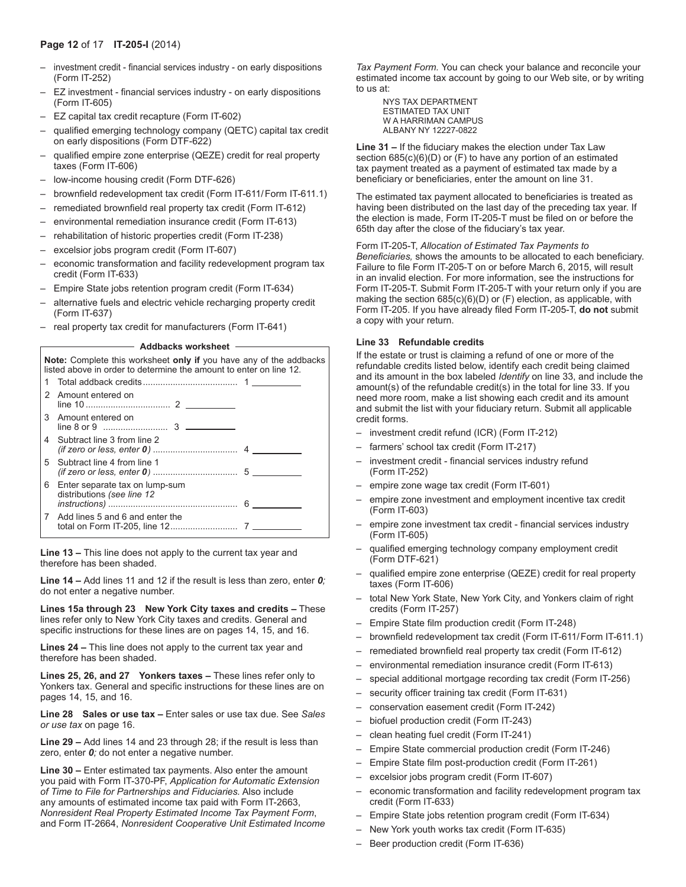- investment credit - financial services industry - on early dispositions (Form IT-252)
- EZ investment - financial services industry - on early dispositions (Form IT-605)
- EZ capital tax credit recapture (Form IT-602)
- qualified emerging technology company (QETC) capital tax credit on early dispositions (Form DTF-622)
- qualified empire zone enterprise (QEZE) credit for real property taxes (Form IT-606)
- low-income housing credit (Form DTF-626)
- brownfield redevelopment tax credit (Form IT-611/Form IT-611.1)
- remediated brownfield real property tax credit (Form IT-612)
- environmental remediation insurance credit (Form IT-613)
- rehabilitation of historic properties credit (Form IT-238)
- excelsior jobs program credit (Form IT-607)
- economic transformation and facility redevelopment program tax credit (Form IT-633)
- Empire State jobs retention program credit (Form IT-634)
- alternative fuels and electric vehicle recharging property credit (Form IT-637)
- real property tax credit for manufacturers (Form IT-641)

**Addbacks worksheet**

**Note:** Complete this worksheet **only if** you have any of the addbacks listed above in order to determine the amount to enter on line 12.

| | | | |
|---|---|---|---|
| 1 | Total addback credits | | 1 ______ |
| 2 | Amount entered on line 10 | 2 ______ | |
| 3 | Amount entered on line 8 or 9 | 3 ______ | |
| 4 | Subtract line 3 from line 2 *(if zero or less, enter **0**)* | | 4 ______ |
| 5 | Subtract line 4 from line 1 *(if zero or less, enter **0**)* | | 5 ______ |
| 6 | Enter separate tax on lump-sum distributions *(see line 12 instructions)* | | 6 ______ |
| 7 | Add lines 5 and 6 and enter the total on Form IT-205, line 12 | | 7 ______ |

**Line 13 –** This line does not apply to the current tax year and therefore has been shaded.

**Line 14 –** Add lines 11 and 12 if the result is less than zero, enter ***0****;* do not enter a negative number.

**Lines 15a through 23 New York City taxes and credits –** These lines refer only to New York City taxes and credits. General and specific instructions for these lines are on pages 14, 15, and 16.

**Lines 24 –** This line does not apply to the current tax year and therefore has been shaded.

**Lines 25, 26, and 27 Yonkers taxes –** These lines refer only to Yonkers tax. General and specific instructions for these lines are on pages 14, 15, and 16.

**Line 28 Sales or use tax –** Enter sales or use tax due. See *Sales or use tax* on page 16.

**Line 29 –** Add lines 14 and 23 through 28; if the result is less than zero, enter ***0****;* do not enter a negative number.

**Line 30 –** Enter estimated tax payments. Also enter the amount you paid with Form IT-370-PF, *Application for Automatic Extension of Time to File for Partnerships and Fiduciaries.* Also include any amounts of estimated income tax paid with Form IT-2663, *Nonresident Real Property Estimated Income Tax Payment Form*, and Form IT-2664, *Nonresident Cooperative Unit Estimated Income Tax Payment Form.* You can check your balance and reconcile your estimated income tax account by going to our Web site, or by writing to us at:

NYS TAX DEPARTMENT
ESTIMATED TAX UNIT
W A HARRIMAN CAMPUS
ALBANY NY 12227-0822

**Line 31 –** If the fiduciary makes the election under Tax Law section 685(c)(6)(D) or (F) to have any portion of an estimated tax payment treated as a payment of estimated tax made by a beneficiary or beneficiaries, enter the amount on line 31.

The estimated tax payment allocated to beneficiaries is treated as having been distributed on the last day of the preceding tax year. If the election is made, Form IT-205-T must be filed on or before the 65th day after the close of the fiduciary's tax year.

Form IT-205-T, *Allocation of Estimated Tax Payments to Beneficiaries,* shows the amounts to be allocated to each beneficiary. Failure to file Form IT-205-T on or before March 6, 2015, will result in an invalid election. For more information, see the instructions for Form IT-205-T. Submit Form IT-205-T with your return only if you are making the section 685(c)(6)(D) or (F) election, as applicable, with Form IT-205. If you have already filed Form IT-205-T, **do not** submit a copy with your return.

**Line 33 Refundable credits**

If the estate or trust is claiming a refund of one or more of the refundable credits listed below, identify each credit being claimed and its amount in the box labeled *Identify* on line 33, and include the amount(s) of the refundable credit(s) in the total for line 33. If you need more room, make a list showing each credit and its amount and submit the list with your fiduciary return. Submit all applicable credit forms.

- investment credit refund (ICR) (Form IT-212)
- farmers' school tax credit (Form IT-217)
- investment credit - financial services industry refund (Form IT-252)
- empire zone wage tax credit (Form IT-601)
- empire zone investment and employment incentive tax credit (Form IT-603)
- empire zone investment tax credit - financial services industry (Form IT-605)
- qualified emerging technology company employment credit (Form DTF-621)
- qualified empire zone enterprise (QEZE) credit for real property taxes (Form IT-606)
- total New York State, New York City, and Yonkers claim of right credits (Form IT-257)
- Empire State film production credit (Form IT-248)
- brownfield redevelopment tax credit (Form IT-611/Form IT-611.1)
- remediated brownfield real property tax credit (Form IT-612)
- environmental remediation insurance credit (Form IT-613)
- special additional mortgage recording tax credit (Form IT-256)
- security officer training tax credit (Form IT-631)
- conservation easement credit (Form IT-242)
- biofuel production credit (Form IT-243)
- clean heating fuel credit (Form IT-241)
- Empire State commercial production credit (Form IT-246)
- Empire State film post-production credit (Form IT-261)
- excelsior jobs program credit (Form IT-607)
- economic transformation and facility redevelopment program tax credit (Form IT-633)
- Empire State jobs retention program credit (Form IT-634)
- New York youth works tax credit (Form IT-635)
- Beer production credit (Form IT-636)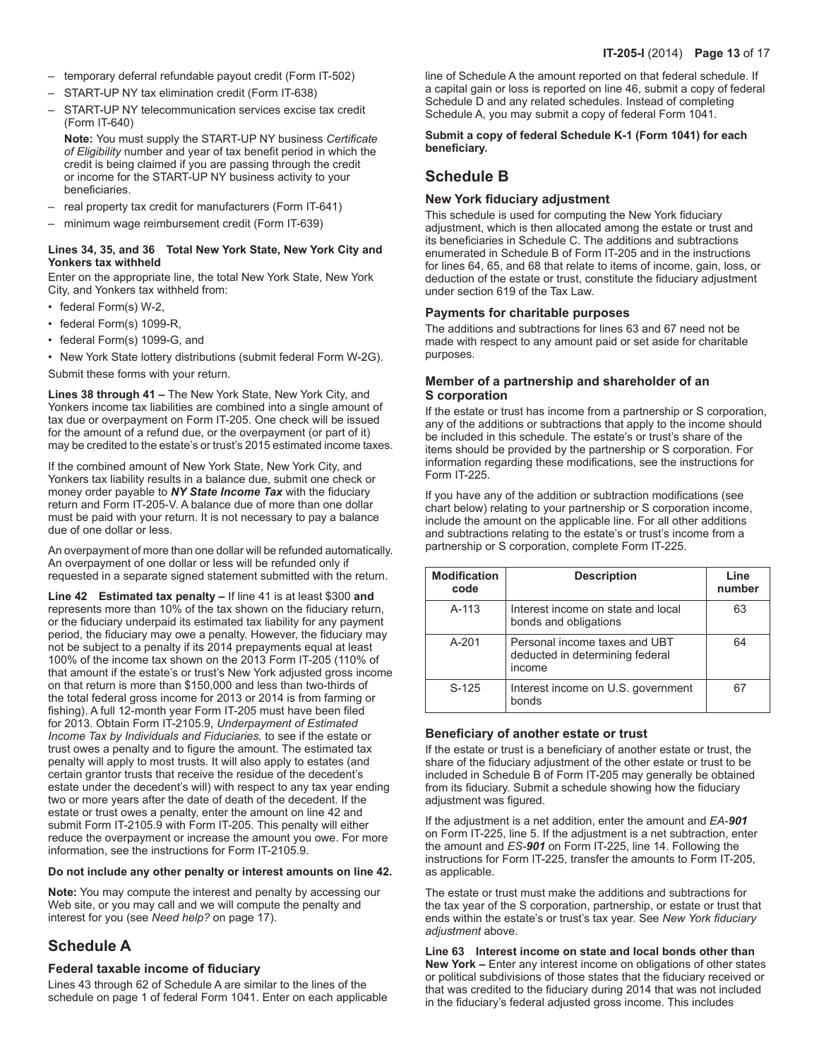– temporary deferral refundable payout credit (Form IT-502)
– START-UP NY tax elimination credit (Form IT-638)
– START-UP NY telecommunication services excise tax credit (Form IT-640)

**Note:** You must supply the START-UP NY business *Certificate of Eligibility* number and year of tax benefit period in which the credit is being claimed if you are passing through the credit or income for the START-UP NY business activity to your beneficiaries.

– real property tax credit for manufacturers (Form IT-641)
– minimum wage reimbursement credit (Form IT-639)

**Lines 34, 35, and 36 Total New York State, New York City and Yonkers tax withheld**

Enter on the appropriate line, the total New York State, New York City, and Yonkers tax withheld from:

- federal Form(s) W-2,
- federal Form(s) 1099-R,
- federal Form(s) 1099-G, and
- New York State lottery distributions (submit federal Form W-2G).

Submit these forms with your return.

**Lines 38 through 41 –** The New York State, New York City, and Yonkers income tax liabilities are combined into a single amount of tax due or overpayment on Form IT-205. One check will be issued for the amount of a refund due, or the overpayment (or part of it) may be credited to the estate's or trust's 2015 estimated income taxes.

If the combined amount of New York State, New York City, and Yonkers tax liability results in a balance due, submit one check or money order payable to ***NY State Income Tax*** with the fiduciary return and Form IT-205-V. A balance due of more than one dollar must be paid with your return. It is not necessary to pay a balance due of one dollar or less.

An overpayment of more than one dollar will be refunded automatically. An overpayment of one dollar or less will be refunded only if requested in a separate signed statement submitted with the return.

**Line 42 Estimated tax penalty –** If line 41 is at least $300 **and** represents more than 10% of the tax shown on the fiduciary return, or the fiduciary underpaid its estimated tax liability for any payment period, the fiduciary may owe a penalty. However, the fiduciary may not be subject to a penalty if its 2014 prepayments equal at least 100% of the income tax shown on the 2013 Form IT-205 (110% of that amount if the estate's or trust's New York adjusted gross income on that return is more than $150,000 and less than two-thirds of the total federal gross income for 2013 or 2014 is from farming or fishing). A full 12-month year Form IT-205 must have been filed for 2013. Obtain Form IT-2105.9, *Underpayment of Estimated Income Tax by Individuals and Fiduciaries,* to see if the estate or trust owes a penalty and to figure the amount. The estimated tax penalty will apply to most trusts. It will also apply to estates (and certain grantor trusts that receive the residue of the decedent's estate under the decedent's will) with respect to any tax year ending two or more years after the date of death of the decedent. If the estate or trust owes a penalty, enter the amount on line 42 and submit Form IT-2105.9 with Form IT-205. This penalty will either reduce the overpayment or increase the amount you owe. For more information, see the instructions for Form IT-2105.9.

**Do not include any other penalty or interest amounts on line 42.**

**Note:** You may compute the interest and penalty by accessing our Web site, or you may call and we will compute the penalty and interest for you (see *Need help?* on page 17).

## Schedule A

### Federal taxable income of fiduciary

Lines 43 through 62 of Schedule A are similar to the lines of the schedule on page 1 of federal Form 1041. Enter on each applicable line of Schedule A the amount reported on that federal schedule. If a capital gain or loss is reported on line 46, submit a copy of federal Schedule D and any related schedules. Instead of completing Schedule A, you may submit a copy of federal Form 1041.

**Submit a copy of federal Schedule K-1 (Form 1041) for each beneficiary.**

## Schedule B

### New York fiduciary adjustment

This schedule is used for computing the New York fiduciary adjustment, which is then allocated among the estate or trust and its beneficiaries in Schedule C. The additions and subtractions enumerated in Schedule B of Form IT-205 and in the instructions for lines 64, 65, and 68 that relate to items of income, gain, loss, or deduction of the estate or trust, constitute the fiduciary adjustment under section 619 of the Tax Law.

### Payments for charitable purposes

The additions and subtractions for lines 63 and 67 need not be made with respect to any amount paid or set aside for charitable purposes.

### Member of a partnership and shareholder of an S corporation

If the estate or trust has income from a partnership or S corporation, any of the additions or subtractions that apply to the income should be included in this schedule. The estate's or trust's share of the items should be provided by the partnership or S corporation. For information regarding these modifications, see the instructions for Form IT-225.

If you have any of the addition or subtraction modifications (see chart below) relating to your partnership or S corporation income, include the amount on the applicable line. For all other additions and subtractions relating to the estate's or trust's income from a partnership or S corporation, complete Form IT-225.

| Modification code | Description | Line number |
|---|---|---|
| A-113 | Interest income on state and local bonds and obligations | 63 |
| A-201 | Personal income taxes and UBT deducted in determining federal income | 64 |
| S-125 | Interest income on U.S. government bonds | 67 |

### Beneficiary of another estate or trust

If the estate or trust is a beneficiary of another estate or trust, the share of the fiduciary adjustment of the other estate or trust to be included in Schedule B of Form IT-205 may generally be obtained from its fiduciary. Submit a schedule showing how the fiduciary adjustment was figured.

If the adjustment is a net addition, enter the amount and *EA-**901*** on Form IT-225, line 5. If the adjustment is a net subtraction, enter the amount and *ES-**901*** on Form IT-225, line 14. Following the instructions for Form IT-225, transfer the amounts to Form IT-205, as applicable.

The estate or trust must make the additions and subtractions for the tax year of the S corporation, partnership, or estate or trust that ends within the estate's or trust's tax year. See *New York fiduciary adjustment* above.

**Line 63 Interest income on state and local bonds other than New York –** Enter any interest income on obligations of other states or political subdivisions of those states that the fiduciary received or that was credited to the fiduciary during 2014 that was not included in the fiduciary's federal adjusted gross income. This includes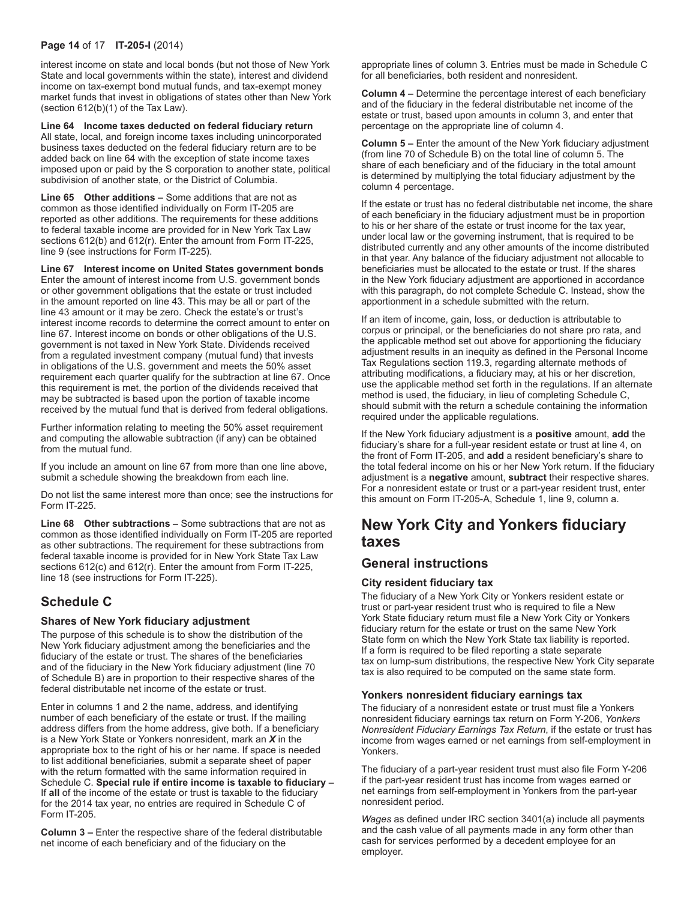interest income on state and local bonds (but not those of New York State and local governments within the state), interest and dividend income on tax-exempt bond mutual funds, and tax-exempt money market funds that invest in obligations of states other than New York (section 612(b)(1) of the Tax Law).

**Line 64 Income taxes deducted on federal fiduciary return**
All state, local, and foreign income taxes including unincorporated business taxes deducted on the federal fiduciary return are to be added back on line 64 with the exception of state income taxes imposed upon or paid by the S corporation to another state, political subdivision of another state, or the District of Columbia.

**Line 65 Other additions –** Some additions that are not as common as those identified individually on Form IT-205 are reported as other additions. The requirements for these additions to federal taxable income are provided for in New York Tax Law sections 612(b) and 612(r). Enter the amount from Form IT-225, line 9 (see instructions for Form IT-225).

**Line 67 Interest income on United States government bonds**
Enter the amount of interest income from U.S. government bonds or other government obligations that the estate or trust included in the amount reported on line 43. This may be all or part of the line 43 amount or it may be zero. Check the estate's or trust's interest income records to determine the correct amount to enter on line 67. Interest income on bonds or other obligations of the U.S. government is not taxed in New York State. Dividends received from a regulated investment company (mutual fund) that invests in obligations of the U.S. government and meets the 50% asset requirement each quarter qualify for the subtraction at line 67. Once this requirement is met, the portion of the dividends received that may be subtracted is based upon the portion of taxable income received by the mutual fund that is derived from federal obligations.

Further information relating to meeting the 50% asset requirement and computing the allowable subtraction (if any) can be obtained from the mutual fund.

If you include an amount on line 67 from more than one line above, submit a schedule showing the breakdown from each line.

Do not list the same interest more than once; see the instructions for Form IT-225.

**Line 68 Other subtractions –** Some subtractions that are not as common as those identified individually on Form IT-205 are reported as other subtractions. The requirement for these subtractions from federal taxable income is provided for in New York State Tax Law sections 612(c) and 612(r). Enter the amount from Form IT-225, line 18 (see instructions for Form IT-225).

## Schedule C

### Shares of New York fiduciary adjustment

The purpose of this schedule is to show the distribution of the New York fiduciary adjustment among the beneficiaries and the fiduciary of the estate or trust. The shares of the beneficiaries and of the fiduciary in the New York fiduciary adjustment (line 70 of Schedule B) are in proportion to their respective shares of the federal distributable net income of the estate or trust.

Enter in columns 1 and 2 the name, address, and identifying number of each beneficiary of the estate or trust. If the mailing address differs from the home address, give both. If a beneficiary is a New York State or Yonkers nonresident, mark an ***X*** in the appropriate box to the right of his or her name. If space is needed to list additional beneficiaries, submit a separate sheet of paper with the return formatted with the same information required in Schedule C. **Special rule if entire income is taxable to fiduciary –** If **all** of the income of the estate or trust is taxable to the fiduciary for the 2014 tax year, no entries are required in Schedule C of Form IT-205.

**Column 3 –** Enter the respective share of the federal distributable net income of each beneficiary and of the fiduciary on the appropriate lines of column 3. Entries must be made in Schedule C for all beneficiaries, both resident and nonresident.

**Column 4 –** Determine the percentage interest of each beneficiary and of the fiduciary in the federal distributable net income of the estate or trust, based upon amounts in column 3, and enter that percentage on the appropriate line of column 4.

**Column 5 –** Enter the amount of the New York fiduciary adjustment (from line 70 of Schedule B) on the total line of column 5. The share of each beneficiary and of the fiduciary in the total amount is determined by multiplying the total fiduciary adjustment by the column 4 percentage.

If the estate or trust has no federal distributable net income, the share of each beneficiary in the fiduciary adjustment must be in proportion to his or her share of the estate or trust income for the tax year, under local law or the governing instrument, that is required to be distributed currently and any other amounts of the income distributed in that year. Any balance of the fiduciary adjustment not allocable to beneficiaries must be allocated to the estate or trust. If the shares in the New York fiduciary adjustment are apportioned in accordance with this paragraph, do not complete Schedule C. Instead, show the apportionment in a schedule submitted with the return.

If an item of income, gain, loss, or deduction is attributable to corpus or principal, or the beneficiaries do not share pro rata, and the applicable method set out above for apportioning the fiduciary adjustment results in an inequity as defined in the Personal Income Tax Regulations section 119.3, regarding alternate methods of attributing modifications, a fiduciary may, at his or her discretion, use the applicable method set forth in the regulations. If an alternate method is used, the fiduciary, in lieu of completing Schedule C, should submit with the return a schedule containing the information required under the applicable regulations.

If the New York fiduciary adjustment is a **positive** amount, **add** the fiduciary's share for a full-year resident estate or trust at line 4, on the front of Form IT-205, and **add** a resident beneficiary's share to the total federal income on his or her New York return. If the fiduciary adjustment is a **negative** amount, **subtract** their respective shares. For a nonresident estate or trust or a part-year resident trust, enter this amount on Form IT-205-A, Schedule 1, line 9, column a.

# New York City and Yonkers fiduciary taxes

## General instructions

### City resident fiduciary tax

The fiduciary of a New York City or Yonkers resident estate or trust or part-year resident trust who is required to file a New York State fiduciary return must file a New York City or Yonkers fiduciary return for the estate or trust on the same New York State form on which the New York State tax liability is reported. If a form is required to be filed reporting a state separate tax on lump-sum distributions, the respective New York City separate tax is also required to be computed on the same state form.

### Yonkers nonresident fiduciary earnings tax

The fiduciary of a nonresident estate or trust must file a Yonkers nonresident fiduciary earnings tax return on Form Y-206, *Yonkers Nonresident Fiduciary Earnings Tax Return*, if the estate or trust has income from wages earned or net earnings from self-employment in Yonkers.

The fiduciary of a part-year resident trust must also file Form Y-206 if the part-year resident trust has income from wages earned or net earnings from self-employment in Yonkers from the part-year nonresident period.

*Wages* as defined under IRC section 3401(a) include all payments and the cash value of all payments made in any form other than cash for services performed by a decedent employee for an employer.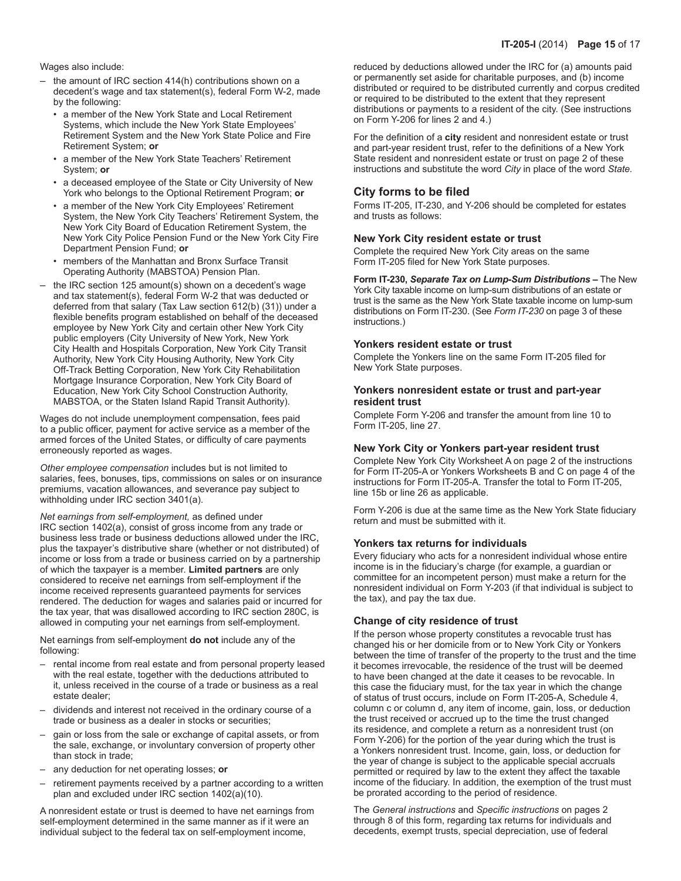Wages also include:

- the amount of IRC section 414(h) contributions shown on a decedent's wage and tax statement(s), federal Form W-2, made by the following:
  - a member of the New York State and Local Retirement Systems, which include the New York State Employees' Retirement System and the New York State Police and Fire Retirement System; **or**
  - a member of the New York State Teachers' Retirement System; **or**
  - a deceased employee of the State or City University of New York who belongs to the Optional Retirement Program; **or**
  - a member of the New York City Employees' Retirement System, the New York City Teachers' Retirement System, the New York City Board of Education Retirement System, the New York City Police Pension Fund or the New York City Fire Department Pension Fund; **or**
  - members of the Manhattan and Bronx Surface Transit Operating Authority (MABSTOA) Pension Plan.
- the IRC section 125 amount(s) shown on a decedent's wage and tax statement(s), federal Form W-2 that was deducted or deferred from that salary (Tax Law section 612(b) (31)) under a flexible benefits program established on behalf of the deceased employee by New York City and certain other New York City public employers (City University of New York, New York City Health and Hospitals Corporation, New York City Transit Authority, New York City Housing Authority, New York City Off-Track Betting Corporation, New York City Rehabilitation Mortgage Insurance Corporation, New York City Board of Education, New York City School Construction Authority, MABSTOA, or the Staten Island Rapid Transit Authority).

Wages do not include unemployment compensation, fees paid to a public officer, payment for active service as a member of the armed forces of the United States, or difficulty of care payments erroneously reported as wages.

*Other employee compensation* includes but is not limited to salaries, fees, bonuses, tips, commissions on sales or on insurance premiums, vacation allowances, and severance pay subject to withholding under IRC section 3401(a).

*Net earnings from self-employment,* as defined under IRC section 1402(a), consist of gross income from any trade or business less trade or business deductions allowed under the IRC, plus the taxpayer's distributive share (whether or not distributed) of income or loss from a trade or business carried on by a partnership of which the taxpayer is a member. **Limited partners** are only considered to receive net earnings from self-employment if the income received represents guaranteed payments for services rendered. The deduction for wages and salaries paid or incurred for the tax year, that was disallowed according to IRC section 280C, is allowed in computing your net earnings from self-employment.

Net earnings from self-employment **do not** include any of the following:

- rental income from real estate and from personal property leased with the real estate, together with the deductions attributed to it, unless received in the course of a trade or business as a real estate dealer;
- dividends and interest not received in the ordinary course of a trade or business as a dealer in stocks or securities;
- gain or loss from the sale or exchange of capital assets, or from the sale, exchange, or involuntary conversion of property other than stock in trade;
- any deduction for net operating losses; **or**
- retirement payments received by a partner according to a written plan and excluded under IRC section 1402(a)(10).

A nonresident estate or trust is deemed to have net earnings from self-employment determined in the same manner as if it were an individual subject to the federal tax on self-employment income, reduced by deductions allowed under the IRC for (a) amounts paid or permanently set aside for charitable purposes, and (b) income distributed or required to be distributed currently and corpus credited or required to be distributed to the extent that they represent distributions or payments to a resident of the city. (See instructions on Form Y-206 for lines 2 and 4.)

For the definition of a **city** resident and nonresident estate or trust and part-year resident trust, refer to the definitions of a New York State resident and nonresident estate or trust on page 2 of these instructions and substitute the word *City* in place of the word *State.*

## City forms to be filed

Forms IT-205, IT-230, and Y-206 should be completed for estates and trusts as follows:

### New York City resident estate or trust

Complete the required New York City areas on the same Form IT-205 filed for New York State purposes.

**Form IT-230, *Separate Tax on Lump-Sum Distributions* –** The New York City taxable income on lump-sum distributions of an estate or trust is the same as the New York State taxable income on lump-sum distributions on Form IT-230. (See *Form IT-230* on page 3 of these instructions.)

### Yonkers resident estate or trust

Complete the Yonkers line on the same Form IT-205 filed for New York State purposes.

### Yonkers nonresident estate or trust and part-year resident trust

Complete Form Y-206 and transfer the amount from line 10 to Form IT-205, line 27.

### New York City or Yonkers part-year resident trust

Complete New York City Worksheet A on page 2 of the instructions for Form IT-205-A or Yonkers Worksheets B and C on page 4 of the instructions for Form IT-205-A. Transfer the total to Form IT-205, line 15b or line 26 as applicable.

Form Y-206 is due at the same time as the New York State fiduciary return and must be submitted with it.

### Yonkers tax returns for individuals

Every fiduciary who acts for a nonresident individual whose entire income is in the fiduciary's charge (for example, a guardian or committee for an incompetent person) must make a return for the nonresident individual on Form Y-203 (if that individual is subject to the tax), and pay the tax due.

### Change of city residence of trust

If the person whose property constitutes a revocable trust has changed his or her domicile from or to New York City or Yonkers between the time of transfer of the property to the trust and the time it becomes irrevocable, the residence of the trust will be deemed to have been changed at the date it ceases to be revocable. In this case the fiduciary must, for the tax year in which the change of status of trust occurs, include on Form IT-205-A, Schedule 4, column c or column d, any item of income, gain, loss, or deduction the trust received or accrued up to the time the trust changed its residence, and complete a return as a nonresident trust (on Form Y-206) for the portion of the year during which the trust is a Yonkers nonresident trust. Income, gain, loss, or deduction for the year of change is subject to the applicable special accruals permitted or required by law to the extent they affect the taxable income of the fiduciary. In addition, the exemption of the trust must be prorated according to the period of residence.

The *General instructions* and *Specific instructions* on pages 2 through 8 of this form, regarding tax returns for individuals and decedents, exempt trusts, special depreciation, use of federal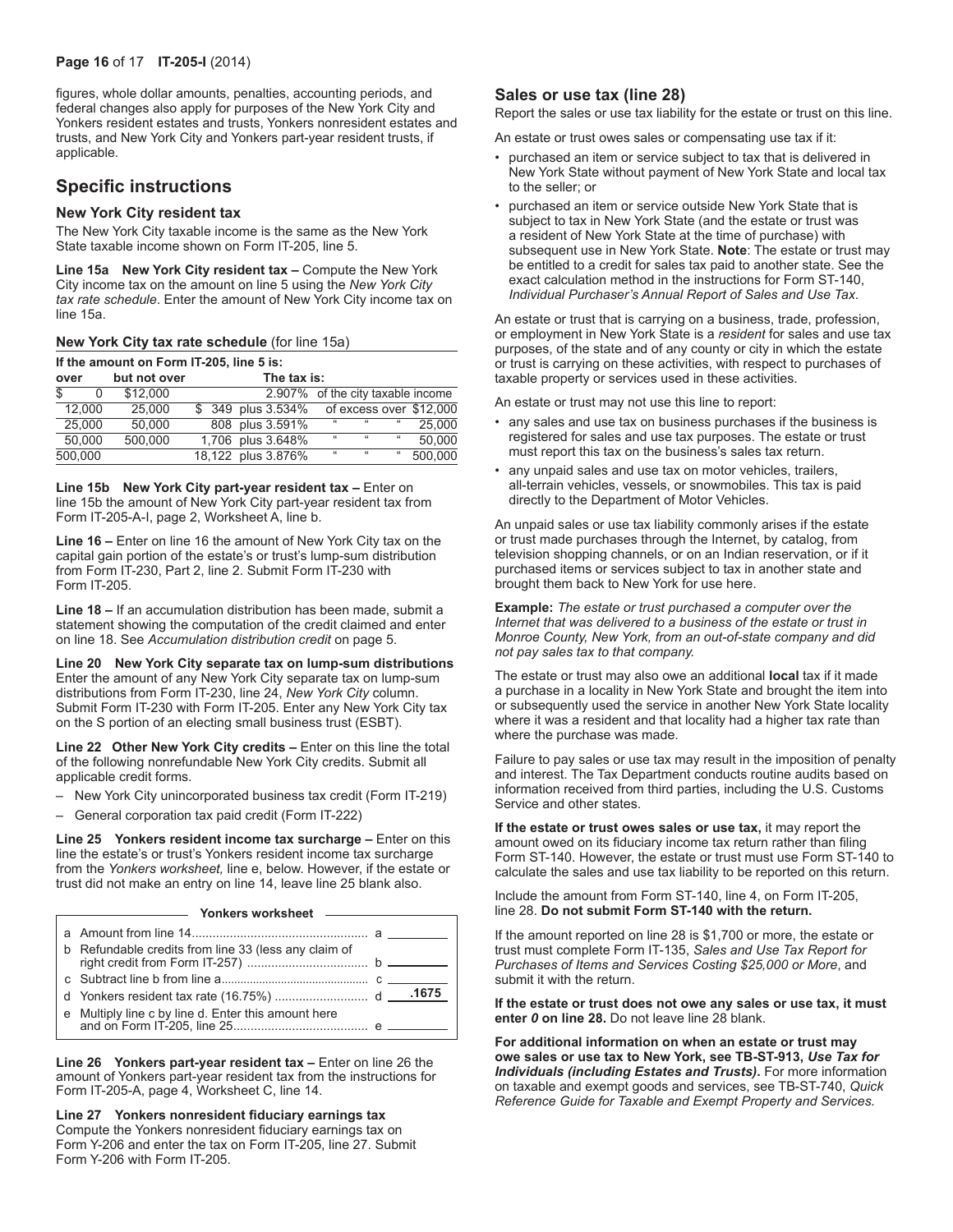figures, whole dollar amounts, penalties, accounting periods, and federal changes also apply for purposes of the New York City and Yonkers resident estates and trusts, Yonkers nonresident estates and trusts, and New York City and Yonkers part-year resident trusts, if applicable.

## Specific instructions

### New York City resident tax

The New York City taxable income is the same as the New York State taxable income shown on Form IT-205, line 5.

**Line 15a New York City resident tax –** Compute the New York City income tax on the amount on line 5 using the *New York City tax rate schedule*. Enter the amount of New York City income tax on line 15a.

**New York City tax rate schedule** (for line 15a)

| If the amount on Form IT-205, line 5 is: | | The tax is: | |
|---|---|---|---|
| **over** | **but not over** | | |
| $ 0 | $12,000 | 2.907% | of the city taxable income |
| 12,000 | 25,000 | $ 349 plus 3.534% | of excess over $12,000 |
| 25,000 | 50,000 | 808 plus 3.591% | " " " 25,000 |
| 50,000 | 500,000 | 1,706 plus 3.648% | " " " 50,000 |
| 500,000 | | 18,122 plus 3.876% | " " " 500,000 |

**Line 15b New York City part-year resident tax –** Enter on line 15b the amount of New York City part-year resident tax from Form IT-205-A-I, page 2, Worksheet A, line b.

**Line 16 –** Enter on line 16 the amount of New York City tax on the capital gain portion of the estate's or trust's lump-sum distribution from Form IT-230, Part 2, line 2. Submit Form IT-230 with Form IT-205.

**Line 18 –** If an accumulation distribution has been made, submit a statement showing the computation of the credit claimed and enter on line 18. See *Accumulation distribution credit* on page 5.

**Line 20 New York City separate tax on lump-sum distributions** Enter the amount of any New York City separate tax on lump-sum distributions from Form IT-230, line 24, *New York City* column. Submit Form IT-230 with Form IT-205. Enter any New York City tax on the S portion of an electing small business trust (ESBT).

**Line 22 Other New York City credits –** Enter on this line the total of the following nonrefundable New York City credits. Submit all applicable credit forms.

– New York City unincorporated business tax credit (Form IT-219)

– General corporation tax paid credit (Form IT-222)

**Line 25 Yonkers resident income tax surcharge –** Enter on this line the estate's or trust's Yonkers resident income tax surcharge from the *Yonkers worksheet,* line e, below. However, if the estate or trust did not make an entry on line 14, leave line 25 blank also.

**Yonkers worksheet**

| | | | |
|---|---|---|---|
| a | Amount from line 14 | a | |
| b | Refundable credits from line 33 (less any claim of right credit from Form IT-257) | b | |
| c | Subtract line b from line a | c | |
| d | Yonkers resident tax rate (16.75%) | d | .1675 |
| e | Multiply line c by line d. Enter this amount here and on Form IT-205, line 25 | e | |

**Line 26 Yonkers part-year resident tax –** Enter on line 26 the amount of Yonkers part-year resident tax from the instructions for Form IT-205-A, page 4, Worksheet C, line 14.

**Line 27 Yonkers nonresident fiduciary earnings tax** Compute the Yonkers nonresident fiduciary earnings tax on Form Y-206 and enter the tax on Form IT-205, line 27. Submit Form Y-206 with Form IT-205.

### Sales or use tax (line 28)

Report the sales or use tax liability for the estate or trust on this line.

An estate or trust owes sales or compensating use tax if it:

- purchased an item or service subject to tax that is delivered in New York State without payment of New York State and local tax to the seller; or
- purchased an item or service outside New York State that is subject to tax in New York State (and the estate or trust was a resident of New York State at the time of purchase) with subsequent use in New York State. **Note**: The estate or trust may be entitled to a credit for sales tax paid to another state. See the exact calculation method in the instructions for Form ST-140, *Individual Purchaser's Annual Report of Sales and Use Tax*.

An estate or trust that is carrying on a business, trade, profession, or employment in New York State is a *resident* for sales and use tax purposes, of the state and of any county or city in which the estate or trust is carrying on these activities, with respect to purchases of taxable property or services used in these activities.

An estate or trust may not use this line to report:

- any sales and use tax on business purchases if the business is registered for sales and use tax purposes. The estate or trust must report this tax on the business's sales tax return.
- any unpaid sales and use tax on motor vehicles, trailers, all-terrain vehicles, vessels, or snowmobiles. This tax is paid directly to the Department of Motor Vehicles.

An unpaid sales or use tax liability commonly arises if the estate or trust made purchases through the Internet, by catalog, from television shopping channels, or on an Indian reservation, or if it purchased items or services subject to tax in another state and brought them back to New York for use here.

**Example:** *The estate or trust purchased a computer over the Internet that was delivered to a business of the estate or trust in Monroe County, New York, from an out-of-state company and did not pay sales tax to that company.*

The estate or trust may also owe an additional **local** tax if it made a purchase in a locality in New York State and brought the item into or subsequently used the service in another New York State locality where it was a resident and that locality had a higher tax rate than where the purchase was made.

Failure to pay sales or use tax may result in the imposition of penalty and interest. The Tax Department conducts routine audits based on information received from third parties, including the U.S. Customs Service and other states.

**If the estate or trust owes sales or use tax,** it may report the amount owed on its fiduciary income tax return rather than filing Form ST-140. However, the estate or trust must use Form ST-140 to calculate the sales and use tax liability to be reported on this return.

Include the amount from Form ST-140, line 4, on Form IT-205, line 28. **Do not submit Form ST-140 with the return.**

If the amount reported on line 28 is $1,700 or more, the estate or trust must complete Form IT-135, *Sales and Use Tax Report for Purchases of Items and Services Costing $25,000 or More*, and submit it with the return.

**If the estate or trust does not owe any sales or use tax, it must enter *0* on line 28.** Do not leave line 28 blank.

**For additional information on when an estate or trust may owe sales or use tax to New York, see TB-ST-913, *Use Tax for Individuals (including Estates and Trusts)*.** For more information on taxable and exempt goods and services, see TB-ST-740, *Quick Reference Guide for Taxable and Exempt Property and Services.*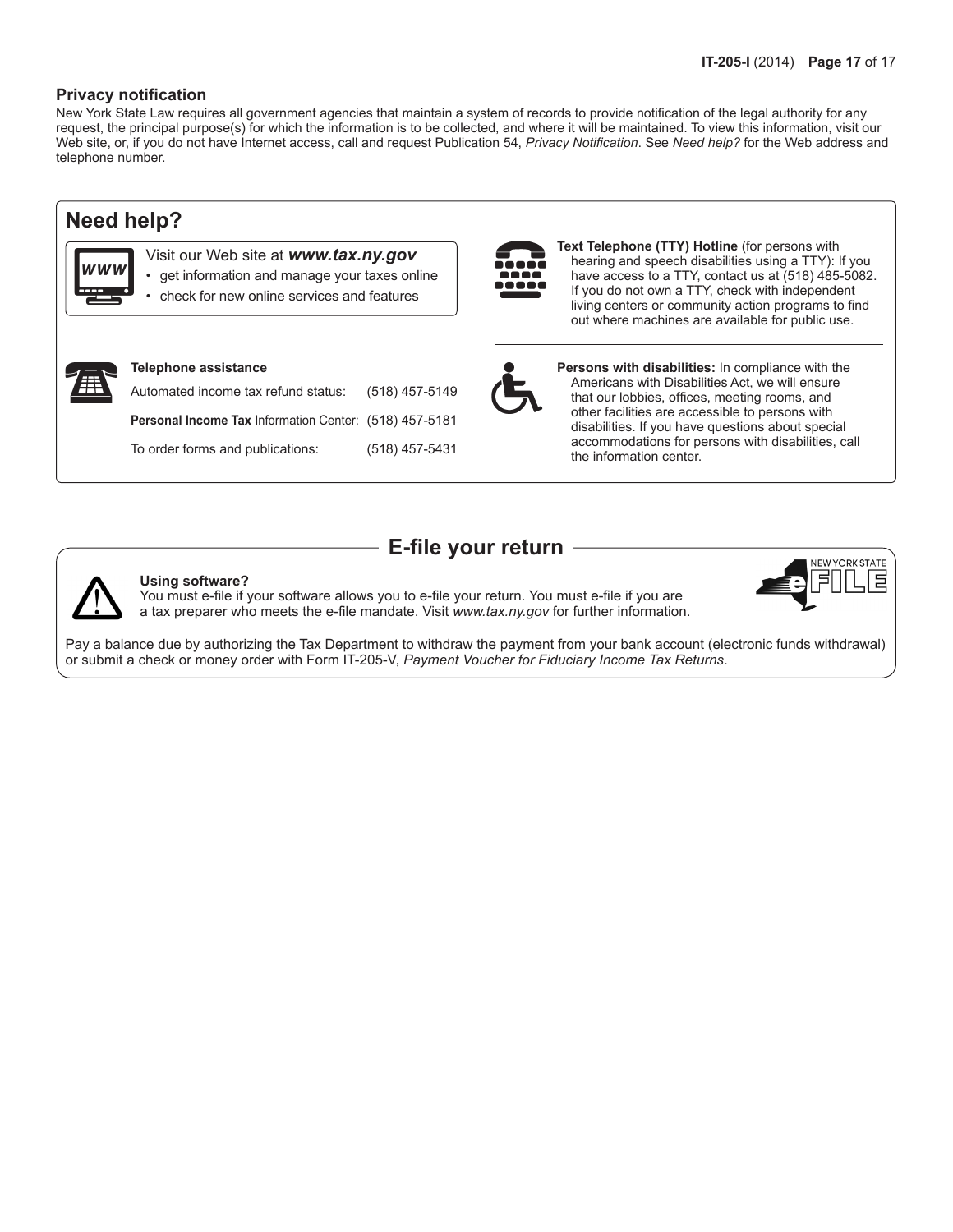## Privacy notification

New York State Law requires all government agencies that maintain a system of records to provide notification of the legal authority for any request, the principal purpose(s) for which the information is to be collected, and where it will be maintained. To view this information, visit our Web site, or, if you do not have Internet access, call and request Publication 54, *Privacy Notification*. See *Need help?* for the Web address and telephone number.

## Need help?

Visit our Web site at ***www.tax.ny.gov***

- get information and manage your taxes online
- check for new online services and features

**Telephone assistance**

| | |
|---|---|
| Automated income tax refund status: | (518) 457-5149 |
| **Personal Income Tax** Information Center: | (518) 457-5181 |
| To order forms and publications: | (518) 457-5431 |

**Text Telephone (TTY) Hotline** (for persons with hearing and speech disabilities using a TTY): If you have access to a TTY, contact us at (518) 485-5082. If you do not own a TTY, check with independent living centers or community action programs to find out where machines are available for public use.

**Persons with disabilities:** In compliance with the Americans with Disabilities Act, we will ensure that our lobbies, offices, meeting rooms, and other facilities are accessible to persons with disabilities. If you have questions about special accommodations for persons with disabilities, call the information center.

## E-file your return

**Using software?**
You must e-file if your software allows you to e-file your return. You must e-file if you are a tax preparer who meets the e-file mandate. Visit *www.tax.ny.gov* for further information.

Pay a balance due by authorizing the Tax Department to withdraw the payment from your bank account (electronic funds withdrawal) or submit a check or money order with Form IT-205-V, *Payment Voucher for Fiduciary Income Tax Returns*.